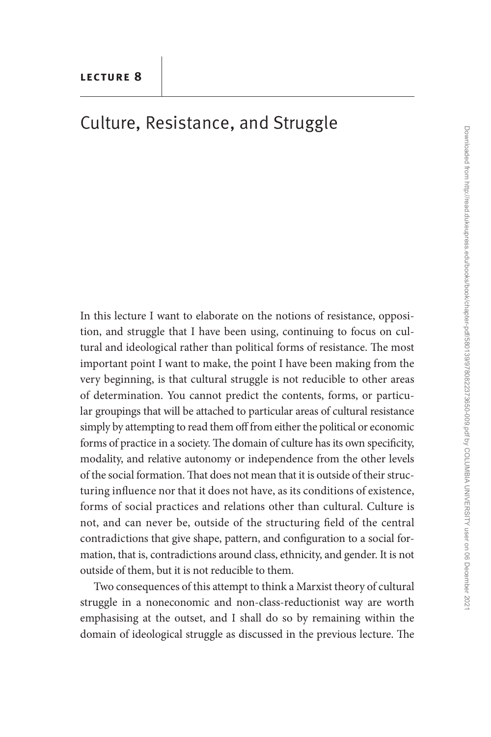**LECTURE 8**

# Culture, Resistance, and Struggle

In this lecture I want to elaborate on the notions of resistance, opposition, and struggle that I have been using, continuing to focus on cultural and ideological rather than political forms of resistance. The most important point I want to make, the point I have been making from the very beginning, is that cultural struggle is not reducible to other areas of determination. You cannot predict the contents, forms, or particular groupings that will be attached to particular areas of cultural resistance simply by attempting to read them off from either the political or economic forms of practice in a society. The domain of culture has its own specificity, modality, and relative autonomy or independence from the other levels of the social formation. That does not mean that it is outside of their structuring influence nor that it does not have, as its conditions of existence, forms of social practices and relations other than cultural. Culture is not, and can never be, outside of the structuring field of the central contradictions that give shape, pattern, and configuration to a social formation, that is, contradictions around class, ethnicity, and gender. It is not outside of them, but it is not reducible to them.

Two consequences of this attempt to think a Marxist theory of cultural struggle in a noneconomic and non-class-reductionist way are worth emphasising at the outset, and I shall do so by remaining within the domain of ideological struggle as discussed in the previous lecture. The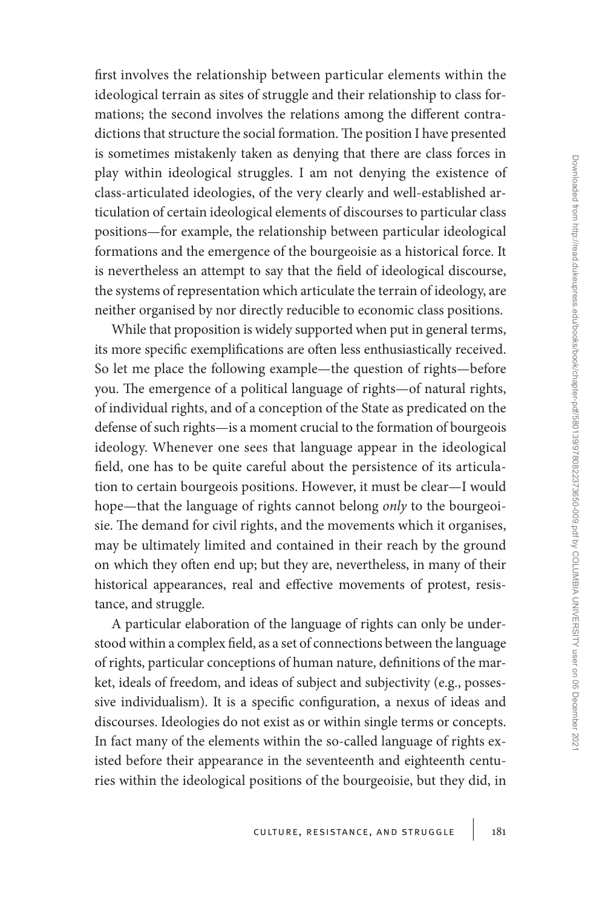first involves the relationship between particular elements within the ideological terrain as sites of struggle and their relationship to class formations; the second involves the relations among the different contradictions that structure the social formation. The position I have presented is sometimes mistakenly taken as denying that there are class forces in play within ideological struggles. I am not denying the existence of class-articulated ideologies, of the very clearly and well-established articulation of certain ideological elements of discourses to particular class positions—for example, the relationship between particular ideological formations and the emergence of the bourgeoisie as a historical force. It is nevertheless an attempt to say that the field of ideological discourse, the systems of representation which articulate the terrain of ideology, are neither organised by nor directly reducible to economic class positions.

While that proposition is widely supported when put in general terms, its more specific exemplifications are often less enthusiastically received. So let me place the following example—the question of rights—before you. The emergence of a political language of rights—of natural rights, of individual rights, and of a conception of the State as predicated on the defense of such rights—is a moment crucial to the formation of bourgeois ideology. Whenever one sees that language appear in the ideological field, one has to be quite careful about the persistence of its articulation to certain bourgeois positions. However, it must be clear—I would hope—that the language of rights cannot belong *only* to the bourgeoisie. The demand for civil rights, and the movements which it organises, may be ultimately limited and contained in their reach by the ground on which they often end up; but they are, nevertheless, in many of their historical appearances, real and effective movements of protest, resistance, and struggle.

A particular elaboration of the language of rights can only be understood within a complex field, as a set of connections between the language of rights, particular conceptions of human nature, definitions of the market, ideals of freedom, and ideas of subject and subjectivity (e.g., possessive individualism). It is a specific configuration, a nexus of ideas and discourses. Ideologies do not exist as or within single terms or concepts. In fact many of the elements within the so-called language of rights existed before their appearance in the seventeenth and eighteenth centuries within the ideological positions of the bourgeoisie, but they did, in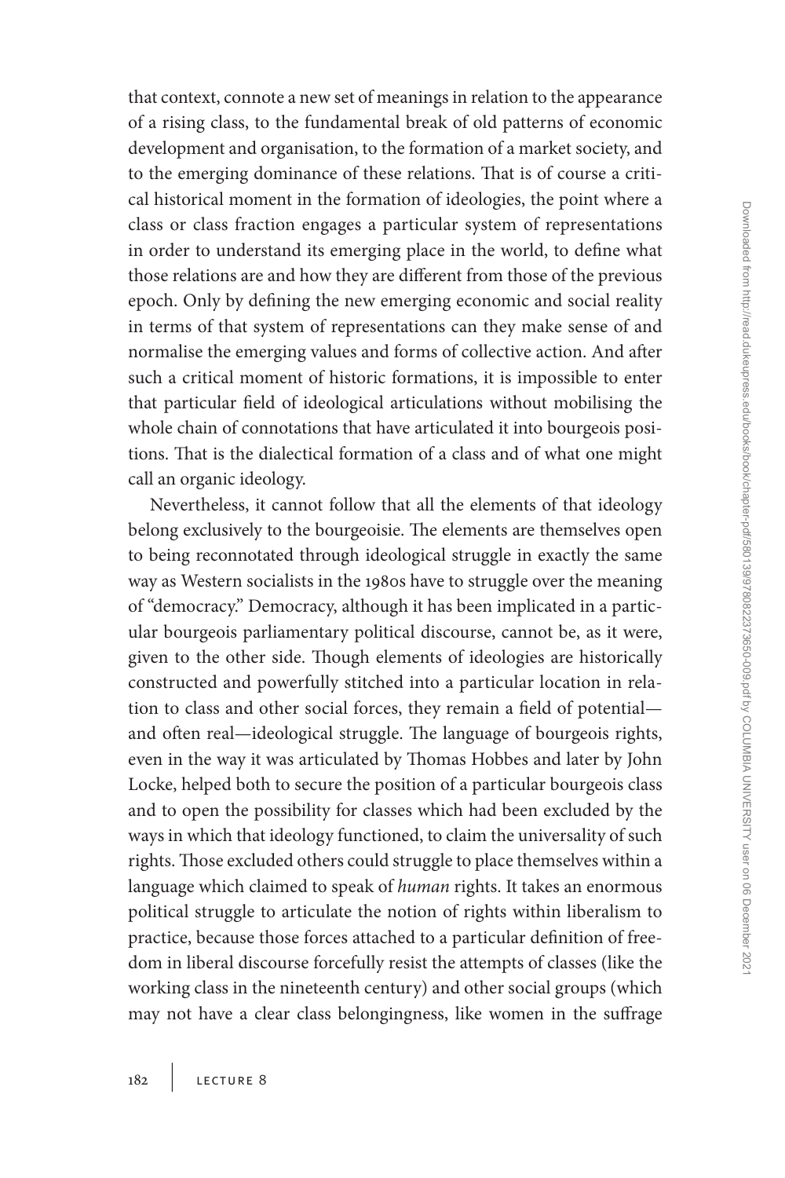that context, connote a new set of meanings in relation to the appearance of a rising class, to the fundamental break of old patterns of economic development and organisation, to the formation of a market society, and to the emerging dominance of these relations. That is of course a critical historical moment in the formation of ideologies, the point where a class or class fraction engages a particular system of representations in order to understand its emerging place in the world, to define what those relations are and how they are different from those of the previous epoch. Only by defining the new emerging economic and social reality in terms of that system of representations can they make sense of and normalise the emerging values and forms of collective action. And after such a critical moment of historic formations, it is impossible to enter that particular field of ideological articulations without mobilising the whole chain of connotations that have articulated it into bourgeois positions. That is the dialectical formation of a class and of what one might call an organic ideology.

Nevertheless, it cannot follow that all the elements of that ideology belong exclusively to the bourgeoisie. The elements are themselves open to being reconnotated through ideological struggle in exactly the same way as Western socialists in the 1980s have to struggle over the meaning of "democracy." Democracy, although it has been implicated in a particular bourgeois parliamentary political discourse, cannot be, as it were, given to the other side. Though elements of ideologies are historically constructed and powerfully stitched into a particular location in relation to class and other social forces, they remain a field of potential—and often real—ideological struggle. The language of bourgeois rights, even in the way it was articulated by Thomas Hobbes and later by John Locke, helped both to secure the position of a particular bourgeois class and to open the possibility for classes which had been excluded by the ways in which that ideology functioned, to claim the universality of such rights. Those excluded others could struggle to place themselves within a language which claimed to speak of *human* rights. It takes an enormous political struggle to articulate the notion of rights within liberalism to practice, because those forces attached to a particular definition of freedom in liberal discourse forcefully resist the attempts of classes (like the working class in the nineteenth century) and other social groups (which may not have a clear class belongingness, like women in the suffrage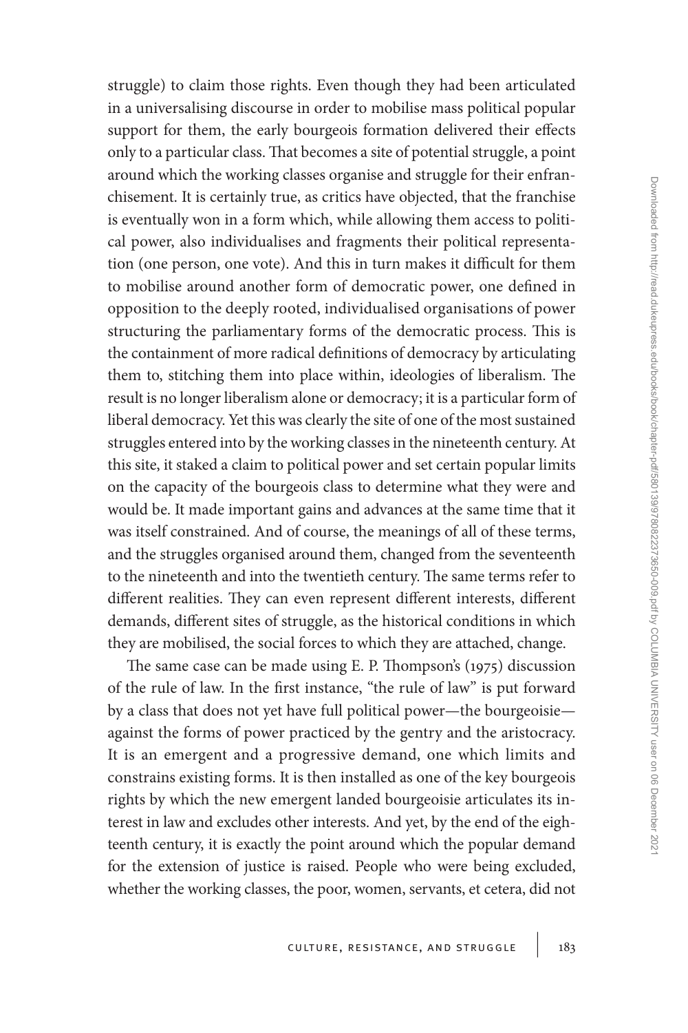struggle) to claim those rights. Even though they had been articulated in a universalising discourse in order to mobilise mass political popular support for them, the early bourgeois formation delivered their effects only to a particular class. That becomes a site of potential struggle, a point around which the working classes organise and struggle for their enfranchisement. It is certainly true, as critics have objected, that the franchise is eventually won in a form which, while allowing them access to political power, also individualises and fragments their political representation (one person, one vote). And this in turn makes it difficult for them to mobilise around another form of democratic power, one defined in opposition to the deeply rooted, individualised organisations of power structuring the parliamentary forms of the democratic process. This is the containment of more radical definitions of democracy by articulating them to, stitching them into place within, ideologies of liberalism. The result is no longer liberalism alone or democracy; it is a particular form of liberal democracy. Yet this was clearly the site of one of the most sustained struggles entered into by the working classes in the nineteenth century. At this site, it staked a claim to political power and set certain popular limits on the capacity of the bourgeois class to determine what they were and would be. It made important gains and advances at the same time that it was itself constrained. And of course, the meanings of all of these terms, and the struggles organised around them, changed from the seventeenth to the nineteenth and into the twentieth century. The same terms refer to different realities. They can even represent different interests, different demands, different sites of struggle, as the historical conditions in which they are mobilised, the social forces to which they are attached, change.

The same case can be made using E. P. Thompson's (1975) discussion of the rule of law. In the first instance, "the rule of law" is put forward by a class that does not yet have full political power—the bourgeoisie—against the forms of power practiced by the gentry and the aristocracy. It is an emergent and a progressive demand, one which limits and constrains existing forms. It is then installed as one of the key bourgeois rights by which the new emergent landed bourgeoisie articulates its interest in law and excludes other interests. And yet, by the end of the eighteenth century, it is exactly the point around which the popular demand for the extension of justice is raised. People who were being excluded, whether the working classes, the poor, women, servants, et cetera, did not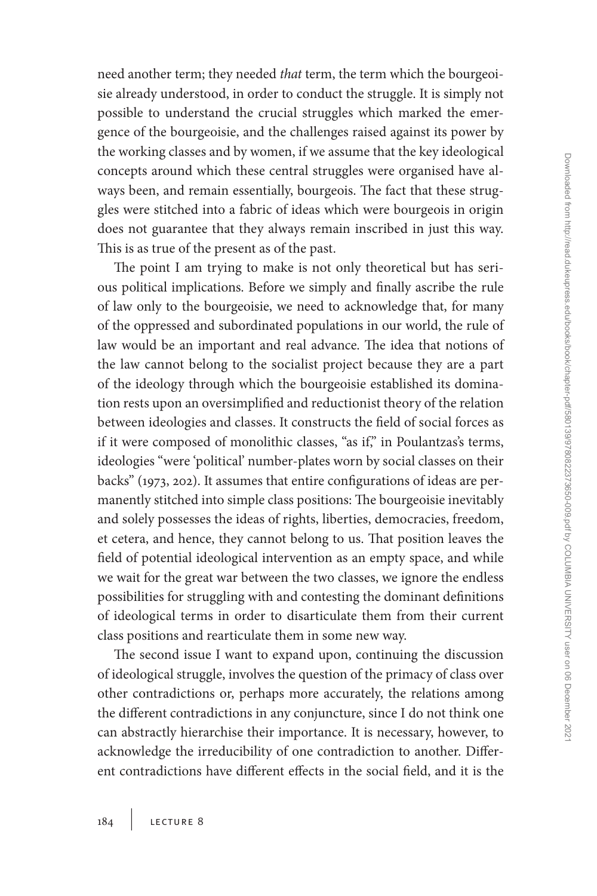need another term; they needed *that* term, the term which the bourgeoisie already understood, in order to conduct the struggle. It is simply not possible to understand the crucial struggles which marked the emergence of the bourgeoisie, and the challenges raised against its power by the working classes and by women, if we assume that the key ideological concepts around which these central struggles were organised have always been, and remain essentially, bourgeois. The fact that these struggles were stitched into a fabric of ideas which were bourgeois in origin does not guarantee that they always remain inscribed in just this way. This is as true of the present as of the past.

The point I am trying to make is not only theoretical but has serious political implications. Before we simply and finally ascribe the rule of law only to the bourgeoisie, we need to acknowledge that, for many of the oppressed and subordinated populations in our world, the rule of law would be an important and real advance. The idea that notions of the law cannot belong to the socialist project because they are a part of the ideology through which the bourgeoisie established its domination rests upon an oversimplified and reductionist theory of the relation between ideologies and classes. It constructs the field of social forces as if it were composed of monolithic classes, "as if," in Poulantzas's terms, ideologies "were 'political' number-plates worn by social classes on their backs" (1973, 202). It assumes that entire configurations of ideas are permanently stitched into simple class positions: The bourgeoisie inevitably and solely possesses the ideas of rights, liberties, democracies, freedom, et cetera, and hence, they cannot belong to us. That position leaves the field of potential ideological intervention as an empty space, and while we wait for the great war between the two classes, we ignore the endless possibilities for struggling with and contesting the dominant definitions of ideological terms in order to disarticulate them from their current class positions and rearticulate them in some new way.

The second issue I want to expand upon, continuing the discussion of ideological struggle, involves the question of the primacy of class over other contradictions or, perhaps more accurately, the relations among the different contradictions in any conjuncture, since I do not think one can abstractly hierarchise their importance. It is necessary, however, to acknowledge the irreducibility of one contradiction to another. Different contradictions have different effects in the social field, and it is the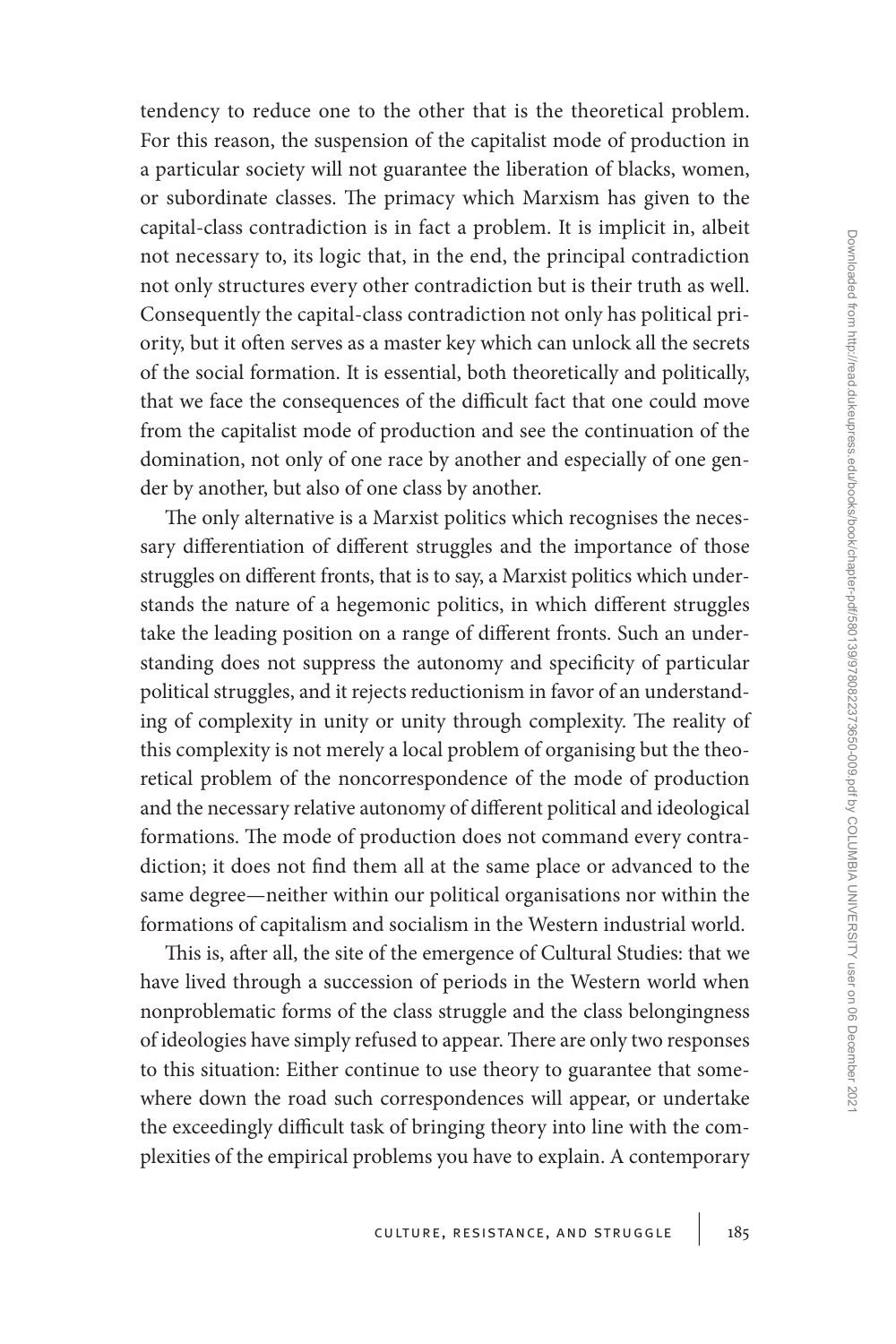tendency to reduce one to the other that is the theoretical problem. For this reason, the suspension of the capitalist mode of production in a particular society will not guarantee the liberation of blacks, women, or subordinate classes. The primacy which Marxism has given to the capital-class contradiction is in fact a problem. It is implicit in, albeit not necessary to, its logic that, in the end, the principal contradiction not only structures every other contradiction but is their truth as well. Consequently the capital-class contradiction not only has political priority, but it often serves as a master key which can unlock all the secrets of the social formation. It is essential, both theoretically and politically, that we face the consequences of the difficult fact that one could move from the capitalist mode of production and see the continuation of the domination, not only of one race by another and especially of one gender by another, but also of one class by another.

The only alternative is a Marxist politics which recognises the necessary differentiation of different struggles and the importance of those struggles on different fronts, that is to say, a Marxist politics which understands the nature of a hegemonic politics, in which different struggles take the leading position on a range of different fronts. Such an understanding does not suppress the autonomy and specificity of particular political struggles, and it rejects reductionism in favor of an understanding of complexity in unity or unity through complexity. The reality of this complexity is not merely a local problem of organising but the theoretical problem of the noncorrespondence of the mode of production and the necessary relative autonomy of different political and ideological formations. The mode of production does not command every contradiction; it does not find them all at the same place or advanced to the same degree—neither within our political organisations nor within the formations of capitalism and socialism in the Western industrial world.

This is, after all, the site of the emergence of Cultural Studies: that we have lived through a succession of periods in the Western world when nonproblematic forms of the class struggle and the class belongingness of ideologies have simply refused to appear. There are only two responses to this situation: Either continue to use theory to guarantee that somewhere down the road such correspondences will appear, or undertake the exceedingly difficult task of bringing theory into line with the complexities of the empirical problems you have to explain. A contemporary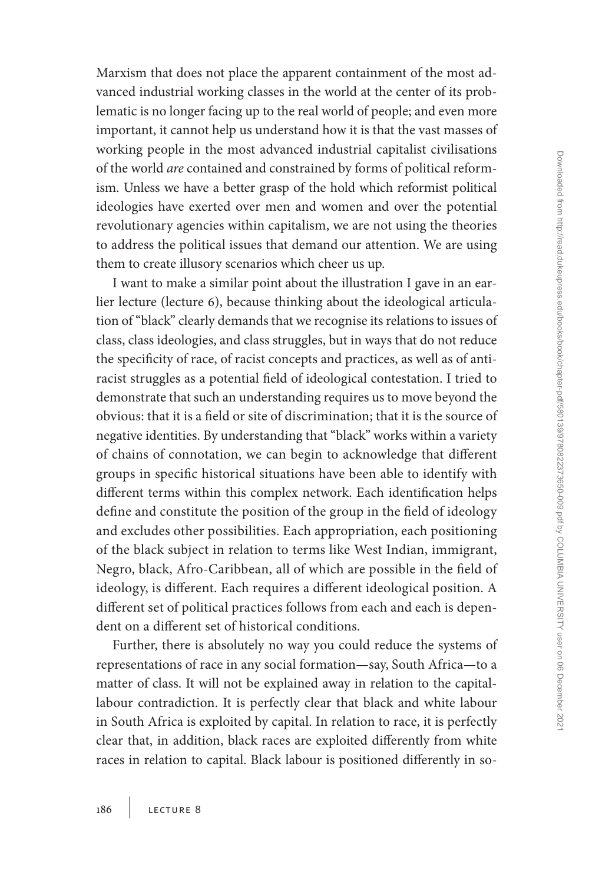Marxism that does not place the apparent containment of the most advanced industrial working classes in the world at the center of its problematic is no longer facing up to the real world of people; and even more important, it cannot help us understand how it is that the vast masses of working people in the most advanced industrial capitalist civilisations of the world *are* contained and constrained by forms of political reformism. Unless we have a better grasp of the hold which reformist political ideologies have exerted over men and women and over the potential revolutionary agencies within capitalism, we are not using the theories to address the political issues that demand our attention. We are using them to create illusory scenarios which cheer us up.

I want to make a similar point about the illustration I gave in an earlier lecture (lecture 6), because thinking about the ideological articulation of "black" clearly demands that we recognise its relations to issues of class, class ideologies, and class struggles, but in ways that do not reduce the specificity of race, of racist concepts and practices, as well as of antiracist struggles as a potential field of ideological contestation. I tried to demonstrate that such an understanding requires us to move beyond the obvious: that it is a field or site of discrimination; that it is the source of negative identities. By understanding that "black" works within a variety of chains of connotation, we can begin to acknowledge that different groups in specific historical situations have been able to identify with different terms within this complex network. Each identification helps define and constitute the position of the group in the field of ideology and excludes other possibilities. Each appropriation, each positioning of the black subject in relation to terms like West Indian, immigrant, Negro, black, Afro-Caribbean, all of which are possible in the field of ideology, is different. Each requires a different ideological position. A different set of political practices follows from each and each is dependent on a different set of historical conditions.

Further, there is absolutely no way you could reduce the systems of representations of race in any social formation—say, South Africa—to a matter of class. It will not be explained away in relation to the capital-labour contradiction. It is perfectly clear that black and white labour in South Africa is exploited by capital. In relation to race, it is perfectly clear that, in addition, black races are exploited differently from white races in relation to capital. Black labour is positioned differently in so-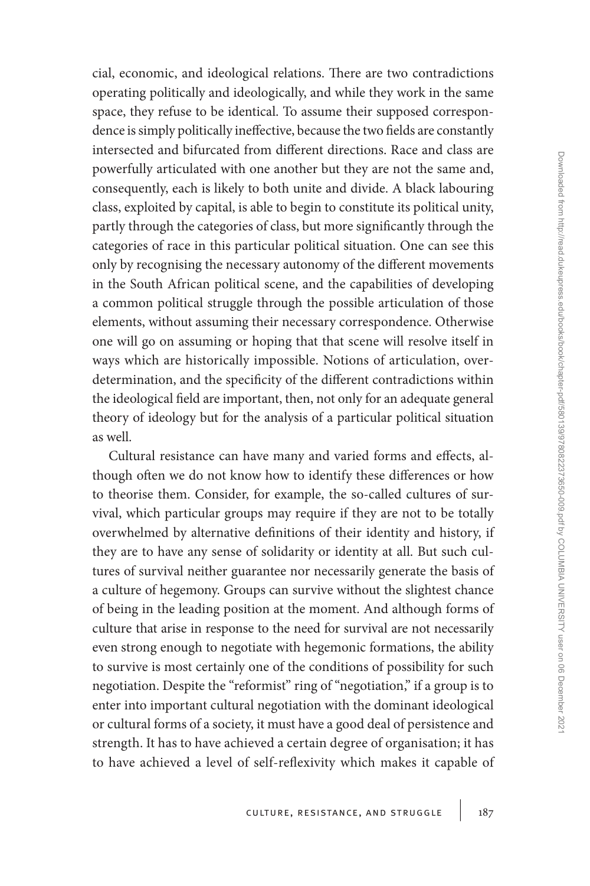cial, economic, and ideological relations. There are two contradictions operating politically and ideologically, and while they work in the same space, they refuse to be identical. To assume their supposed correspondence is simply politically ineffective, because the two fields are constantly intersected and bifurcated from different directions. Race and class are powerfully articulated with one another but they are not the same and, consequently, each is likely to both unite and divide. A black labouring class, exploited by capital, is able to begin to constitute its political unity, partly through the categories of class, but more significantly through the categories of race in this particular political situation. One can see this only by recognising the necessary autonomy of the different movements in the South African political scene, and the capabilities of developing a common political struggle through the possible articulation of those elements, without assuming their necessary correspondence. Otherwise one will go on assuming or hoping that that scene will resolve itself in ways which are historically impossible. Notions of articulation, overdetermination, and the specificity of the different contradictions within the ideological field are important, then, not only for an adequate general theory of ideology but for the analysis of a particular political situation as well.

Cultural resistance can have many and varied forms and effects, although often we do not know how to identify these differences or how to theorise them. Consider, for example, the so-called cultures of survival, which particular groups may require if they are not to be totally overwhelmed by alternative definitions of their identity and history, if they are to have any sense of solidarity or identity at all. But such cultures of survival neither guarantee nor necessarily generate the basis of a culture of hegemony. Groups can survive without the slightest chance of being in the leading position at the moment. And although forms of culture that arise in response to the need for survival are not necessarily even strong enough to negotiate with hegemonic formations, the ability to survive is most certainly one of the conditions of possibility for such negotiation. Despite the "reformist" ring of "negotiation," if a group is to enter into important cultural negotiation with the dominant ideological or cultural forms of a society, it must have a good deal of persistence and strength. It has to have achieved a certain degree of organisation; it has to have achieved a level of self-reflexivity which makes it capable of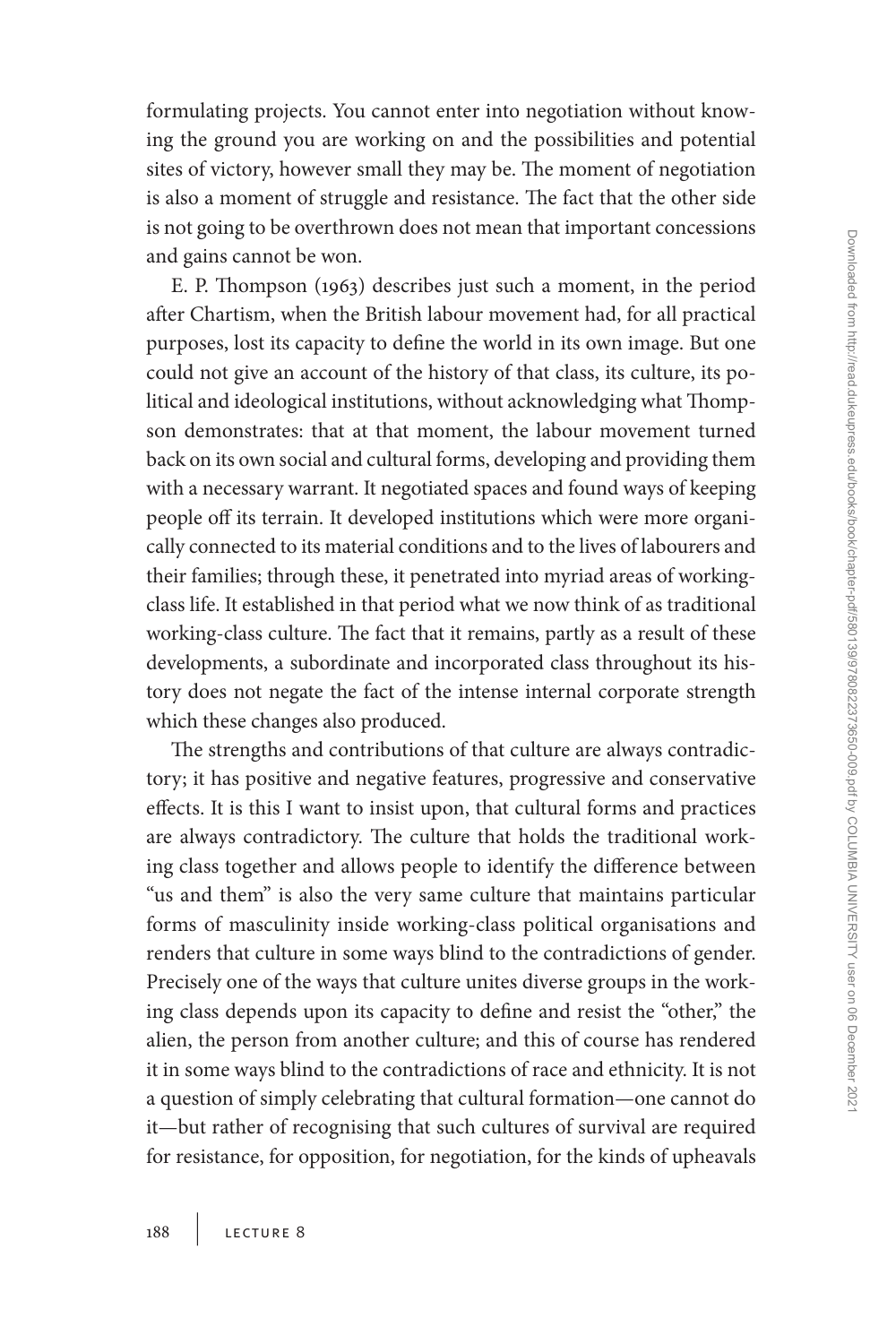formulating projects. You cannot enter into negotiation without knowing the ground you are working on and the possibilities and potential sites of victory, however small they may be. The moment of negotiation is also a moment of struggle and resistance. The fact that the other side is not going to be overthrown does not mean that important concessions and gains cannot be won.

E. P. Thompson (1963) describes just such a moment, in the period after Chartism, when the British labour movement had, for all practical purposes, lost its capacity to define the world in its own image. But one could not give an account of the history of that class, its culture, its political and ideological institutions, without acknowledging what Thompson demonstrates: that at that moment, the labour movement turned back on its own social and cultural forms, developing and providing them with a necessary warrant. It negotiated spaces and found ways of keeping people off its terrain. It developed institutions which were more organically connected to its material conditions and to the lives of labourers and their families; through these, it penetrated into myriad areas of working-class life. It established in that period what we now think of as traditional working-class culture. The fact that it remains, partly as a result of these developments, a subordinate and incorporated class throughout its history does not negate the fact of the intense internal corporate strength which these changes also produced.

The strengths and contributions of that culture are always contradictory; it has positive and negative features, progressive and conservative effects. It is this I want to insist upon, that cultural forms and practices are always contradictory. The culture that holds the traditional working class together and allows people to identify the difference between "us and them" is also the very same culture that maintains particular forms of masculinity inside working-class political organisations and renders that culture in some ways blind to the contradictions of gender. Precisely one of the ways that culture unites diverse groups in the working class depends upon its capacity to define and resist the "other," the alien, the person from another culture; and this of course has rendered it in some ways blind to the contradictions of race and ethnicity. It is not a question of simply celebrating that cultural formation—one cannot do it—but rather of recognising that such cultures of survival are required for resistance, for opposition, for negotiation, for the kinds of upheavals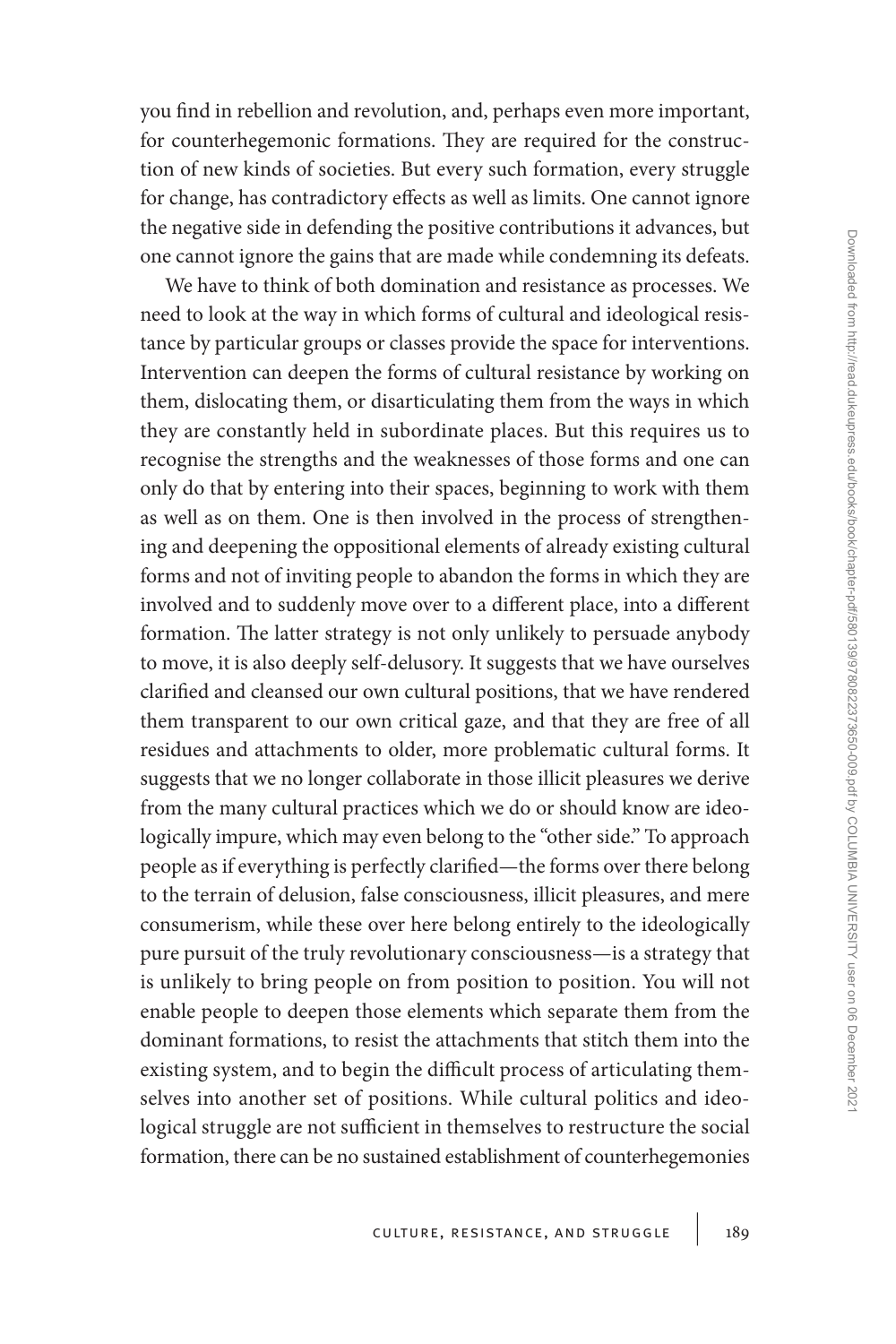you find in rebellion and revolution, and, perhaps even more important, for counterhegemonic formations. They are required for the construction of new kinds of societies. But every such formation, every struggle for change, has contradictory effects as well as limits. One cannot ignore the negative side in defending the positive contributions it advances, but one cannot ignore the gains that are made while condemning its defeats.

We have to think of both domination and resistance as processes. We need to look at the way in which forms of cultural and ideological resistance by particular groups or classes provide the space for interventions. Intervention can deepen the forms of cultural resistance by working on them, dislocating them, or disarticulating them from the ways in which they are constantly held in subordinate places. But this requires us to recognise the strengths and the weaknesses of those forms and one can only do that by entering into their spaces, beginning to work with them as well as on them. One is then involved in the process of strengthening and deepening the oppositional elements of already existing cultural forms and not of inviting people to abandon the forms in which they are involved and to suddenly move over to a different place, into a different formation. The latter strategy is not only unlikely to persuade anybody to move, it is also deeply self-delusory. It suggests that we have ourselves clarified and cleansed our own cultural positions, that we have rendered them transparent to our own critical gaze, and that they are free of all residues and attachments to older, more problematic cultural forms. It suggests that we no longer collaborate in those illicit pleasures we derive from the many cultural practices which we do or should know are ideologically impure, which may even belong to the "other side." To approach people as if everything is perfectly clarified—the forms over there belong to the terrain of delusion, false consciousness, illicit pleasures, and mere consumerism, while these over here belong entirely to the ideologically pure pursuit of the truly revolutionary consciousness—is a strategy that is unlikely to bring people on from position to position. You will not enable people to deepen those elements which separate them from the dominant formations, to resist the attachments that stitch them into the existing system, and to begin the difficult process of articulating themselves into another set of positions. While cultural politics and ideological struggle are not sufficient in themselves to restructure the social formation, there can be no sustained establishment of counterhegemonies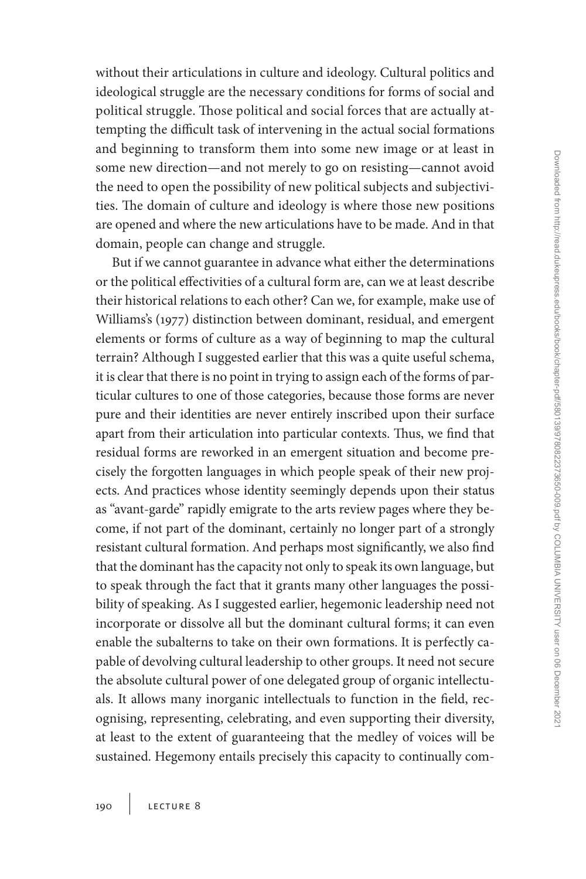without their articulations in culture and ideology. Cultural politics and ideological struggle are the necessary conditions for forms of social and political struggle. Those political and social forces that are actually attempting the difficult task of intervening in the actual social formations and beginning to transform them into some new image or at least in some new direction—and not merely to go on resisting—cannot avoid the need to open the possibility of new political subjects and subjectivities. The domain of culture and ideology is where those new positions are opened and where the new articulations have to be made. And in that domain, people can change and struggle.

But if we cannot guarantee in advance what either the determinations or the political effectivities of a cultural form are, can we at least describe their historical relations to each other? Can we, for example, make use of Williams's (1977) distinction between dominant, residual, and emergent elements or forms of culture as a way of beginning to map the cultural terrain? Although I suggested earlier that this was a quite useful schema, it is clear that there is no point in trying to assign each of the forms of particular cultures to one of those categories, because those forms are never pure and their identities are never entirely inscribed upon their surface apart from their articulation into particular contexts. Thus, we find that residual forms are reworked in an emergent situation and become precisely the forgotten languages in which people speak of their new projects. And practices whose identity seemingly depends upon their status as "avant-garde" rapidly emigrate to the arts review pages where they become, if not part of the dominant, certainly no longer part of a strongly resistant cultural formation. And perhaps most significantly, we also find that the dominant has the capacity not only to speak its own language, but to speak through the fact that it grants many other languages the possibility of speaking. As I suggested earlier, hegemonic leadership need not incorporate or dissolve all but the dominant cultural forms; it can even enable the subalterns to take on their own formations. It is perfectly capable of devolving cultural leadership to other groups. It need not secure the absolute cultural power of one delegated group of organic intellectuals. It allows many inorganic intellectuals to function in the field, recognising, representing, celebrating, and even supporting their diversity, at least to the extent of guaranteeing that the medley of voices will be sustained. Hegemony entails precisely this capacity to continually com-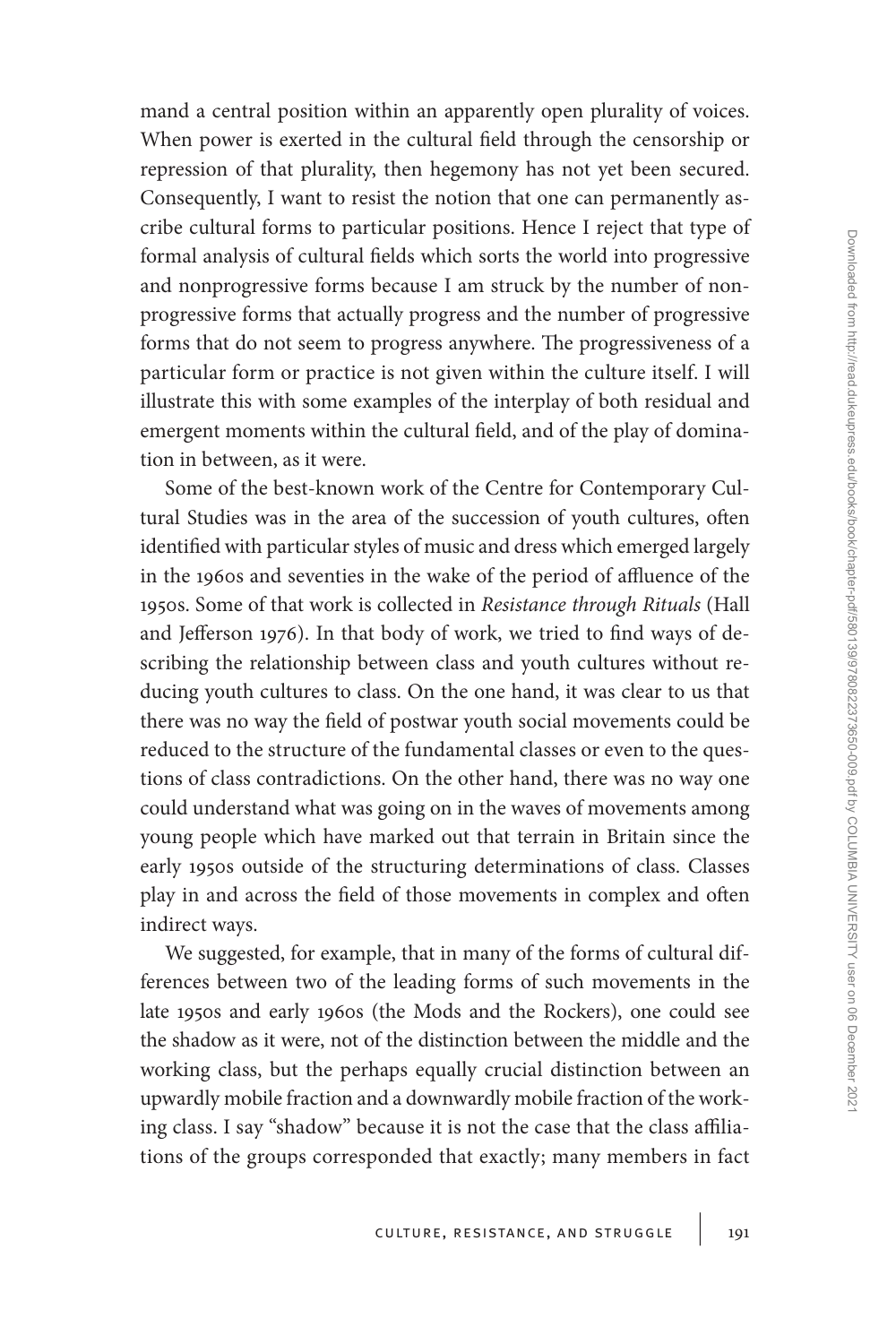mand a central position within an apparently open plurality of voices. When power is exerted in the cultural field through the censorship or repression of that plurality, then hegemony has not yet been secured. Consequently, I want to resist the notion that one can permanently ascribe cultural forms to particular positions. Hence I reject that type of formal analysis of cultural fields which sorts the world into progressive and nonprogressive forms because I am struck by the number of nonprogressive forms that actually progress and the number of progressive forms that do not seem to progress anywhere. The progressiveness of a particular form or practice is not given within the culture itself. I will illustrate this with some examples of the interplay of both residual and emergent moments within the cultural field, and of the play of domination in between, as it were.

Some of the best-known work of the Centre for Contemporary Cultural Studies was in the area of the succession of youth cultures, often identified with particular styles of music and dress which emerged largely in the 1960s and seventies in the wake of the period of affluence of the 1950s. Some of that work is collected in *Resistance through Rituals* (Hall and Jefferson 1976). In that body of work, we tried to find ways of describing the relationship between class and youth cultures without reducing youth cultures to class. On the one hand, it was clear to us that there was no way the field of postwar youth social movements could be reduced to the structure of the fundamental classes or even to the questions of class contradictions. On the other hand, there was no way one could understand what was going on in the waves of movements among young people which have marked out that terrain in Britain since the early 1950s outside of the structuring determinations of class. Classes play in and across the field of those movements in complex and often indirect ways.

We suggested, for example, that in many of the forms of cultural differences between two of the leading forms of such movements in the late 1950s and early 1960s (the Mods and the Rockers), one could see the shadow as it were, not of the distinction between the middle and the working class, but the perhaps equally crucial distinction between an upwardly mobile fraction and a downwardly mobile fraction of the working class. I say "shadow" because it is not the case that the class affiliations of the groups corresponded that exactly; many members in fact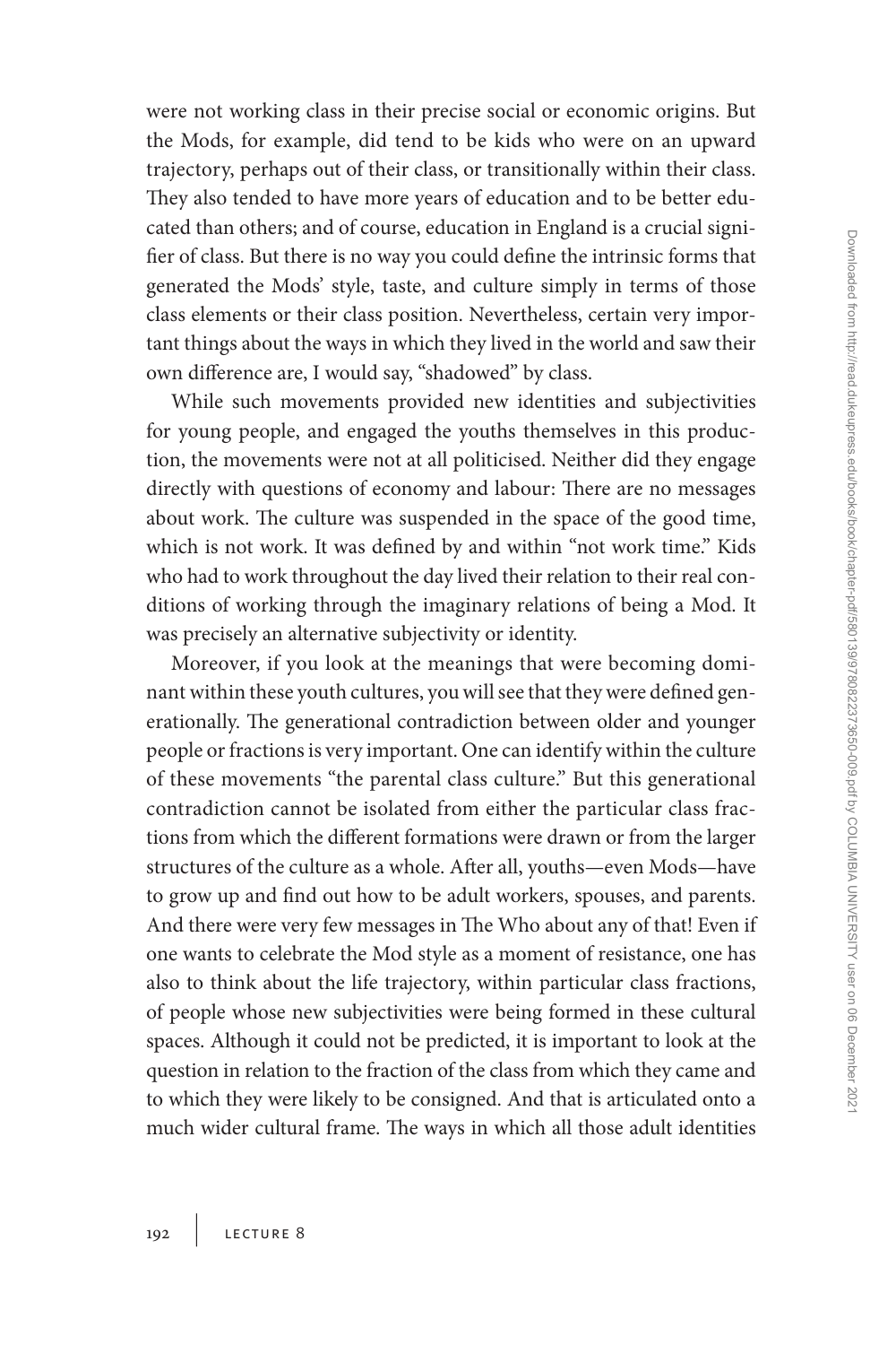were not working class in their precise social or economic origins. But the Mods, for example, did tend to be kids who were on an upward trajectory, perhaps out of their class, or transitionally within their class. They also tended to have more years of education and to be better educated than others; and of course, education in England is a crucial signifier of class. But there is no way you could define the intrinsic forms that generated the Mods' style, taste, and culture simply in terms of those class elements or their class position. Nevertheless, certain very important things about the ways in which they lived in the world and saw their own difference are, I would say, "shadowed" by class.

While such movements provided new identities and subjectivities for young people, and engaged the youths themselves in this production, the movements were not at all politicised. Neither did they engage directly with questions of economy and labour: There are no messages about work. The culture was suspended in the space of the good time, which is not work. It was defined by and within "not work time." Kids who had to work throughout the day lived their relation to their real conditions of working through the imaginary relations of being a Mod. It was precisely an alternative subjectivity or identity.

Moreover, if you look at the meanings that were becoming dominant within these youth cultures, you will see that they were defined generationally. The generational contradiction between older and younger people or fractions is very important. One can identify within the culture of these movements "the parental class culture." But this generational contradiction cannot be isolated from either the particular class fractions from which the different formations were drawn or from the larger structures of the culture as a whole. After all, youths—even Mods—have to grow up and find out how to be adult workers, spouses, and parents. And there were very few messages in The Who about any of that! Even if one wants to celebrate the Mod style as a moment of resistance, one has also to think about the life trajectory, within particular class fractions, of people whose new subjectivities were being formed in these cultural spaces. Although it could not be predicted, it is important to look at the question in relation to the fraction of the class from which they came and to which they were likely to be consigned. And that is articulated onto a much wider cultural frame. The ways in which all those adult identities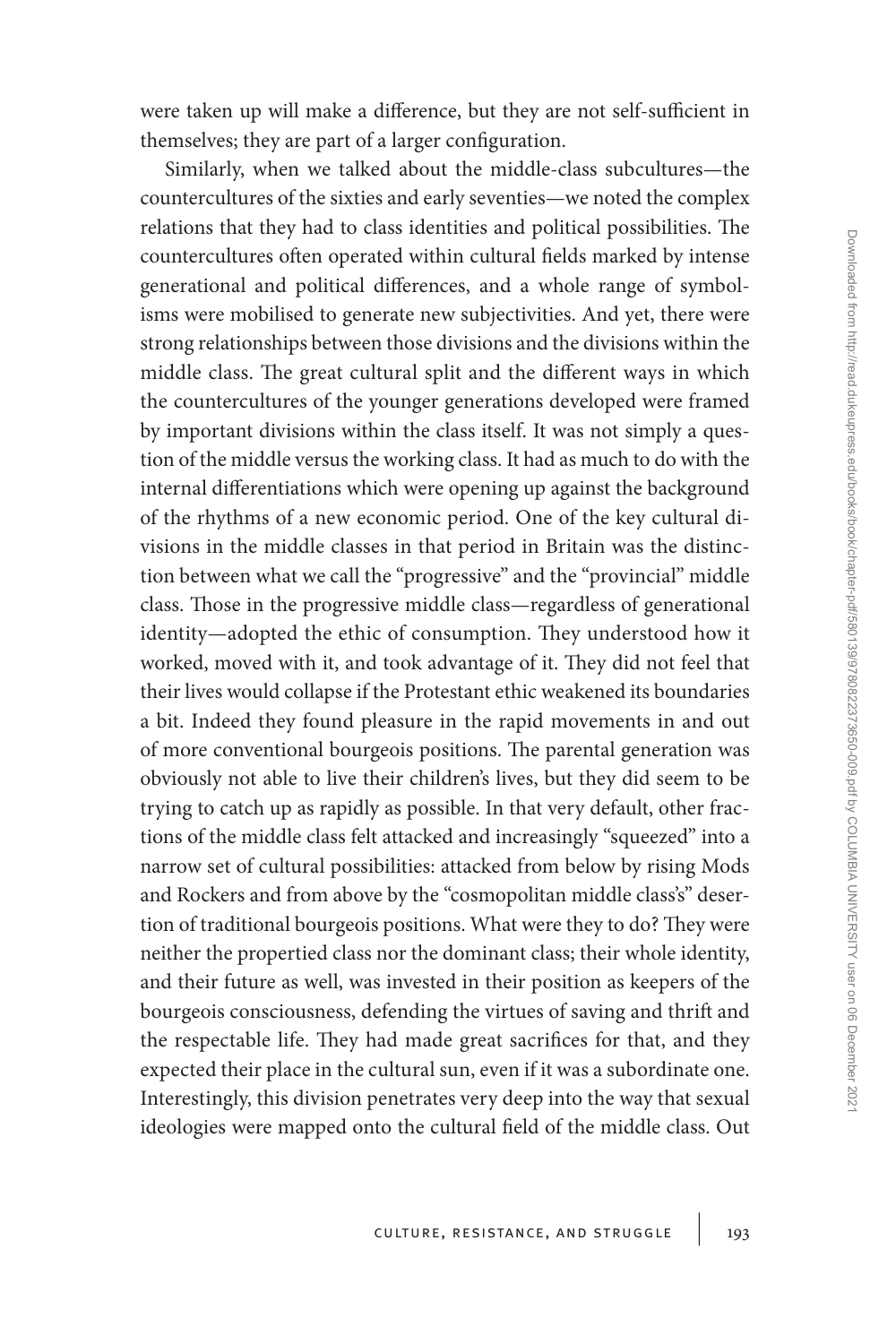were taken up will make a difference, but they are not self-sufficient in themselves; they are part of a larger configuration.

Similarly, when we talked about the middle-class subcultures—the countercultures of the sixties and early seventies—we noted the complex relations that they had to class identities and political possibilities. The countercultures often operated within cultural fields marked by intense generational and political differences, and a whole range of symbolisms were mobilised to generate new subjectivities. And yet, there were strong relationships between those divisions and the divisions within the middle class. The great cultural split and the different ways in which the countercultures of the younger generations developed were framed by important divisions within the class itself. It was not simply a question of the middle versus the working class. It had as much to do with the internal differentiations which were opening up against the background of the rhythms of a new economic period. One of the key cultural divisions in the middle classes in that period in Britain was the distinction between what we call the "progressive" and the "provincial" middle class. Those in the progressive middle class—regardless of generational identity—adopted the ethic of consumption. They understood how it worked, moved with it, and took advantage of it. They did not feel that their lives would collapse if the Protestant ethic weakened its boundaries a bit. Indeed they found pleasure in the rapid movements in and out of more conventional bourgeois positions. The parental generation was obviously not able to live their children's lives, but they did seem to be trying to catch up as rapidly as possible. In that very default, other fractions of the middle class felt attacked and increasingly "squeezed" into a narrow set of cultural possibilities: attacked from below by rising Mods and Rockers and from above by the "cosmopolitan middle class's" desertion of traditional bourgeois positions. What were they to do? They were neither the propertied class nor the dominant class; their whole identity, and their future as well, was invested in their position as keepers of the bourgeois consciousness, defending the virtues of saving and thrift and the respectable life. They had made great sacrifices for that, and they expected their place in the cultural sun, even if it was a subordinate one. Interestingly, this division penetrates very deep into the way that sexual ideologies were mapped onto the cultural field of the middle class. Out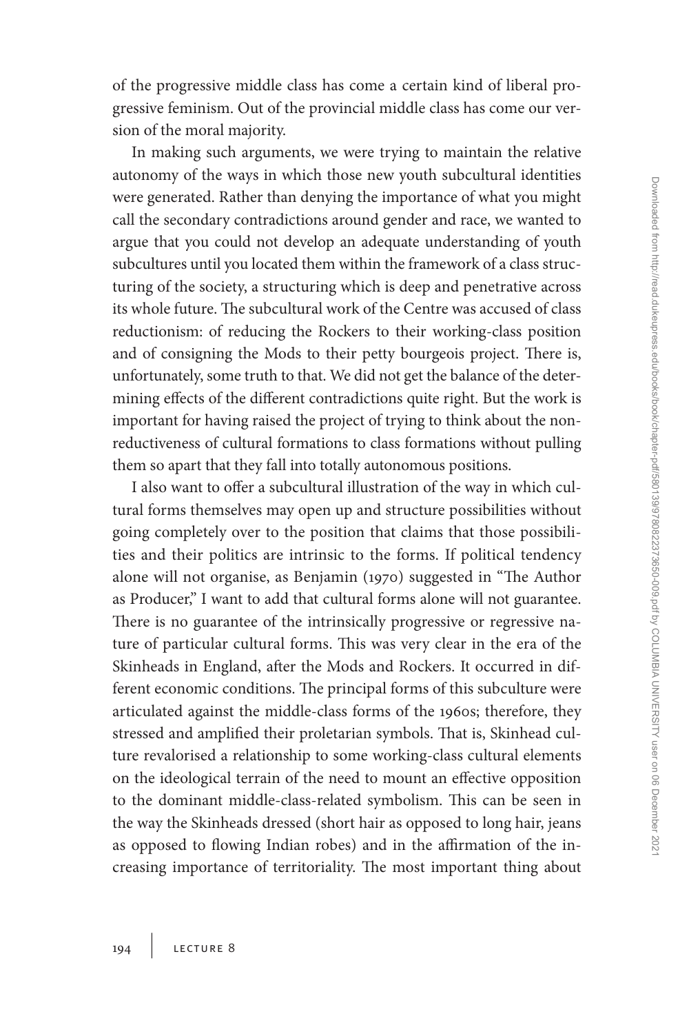of the progressive middle class has come a certain kind of liberal progressive feminism. Out of the provincial middle class has come our version of the moral majority.

In making such arguments, we were trying to maintain the relative autonomy of the ways in which those new youth subcultural identities were generated. Rather than denying the importance of what you might call the secondary contradictions around gender and race, we wanted to argue that you could not develop an adequate understanding of youth subcultures until you located them within the framework of a class structuring of the society, a structuring which is deep and penetrative across its whole future. The subcultural work of the Centre was accused of class reductionism: of reducing the Rockers to their working-class position and of consigning the Mods to their petty bourgeois project. There is, unfortunately, some truth to that. We did not get the balance of the determining effects of the different contradictions quite right. But the work is important for having raised the project of trying to think about the nonreductiveness of cultural formations to class formations without pulling them so apart that they fall into totally autonomous positions.

I also want to offer a subcultural illustration of the way in which cultural forms themselves may open up and structure possibilities without going completely over to the position that claims that those possibilities and their politics are intrinsic to the forms. If political tendency alone will not organise, as Benjamin (1970) suggested in "The Author as Producer," I want to add that cultural forms alone will not guarantee. There is no guarantee of the intrinsically progressive or regressive nature of particular cultural forms. This was very clear in the era of the Skinheads in England, after the Mods and Rockers. It occurred in different economic conditions. The principal forms of this subculture were articulated against the middle-class forms of the 1960s; therefore, they stressed and amplified their proletarian symbols. That is, Skinhead culture revalorised a relationship to some working-class cultural elements on the ideological terrain of the need to mount an effective opposition to the dominant middle-class-related symbolism. This can be seen in the way the Skinheads dressed (short hair as opposed to long hair, jeans as opposed to flowing Indian robes) and in the affirmation of the increasing importance of territoriality. The most important thing about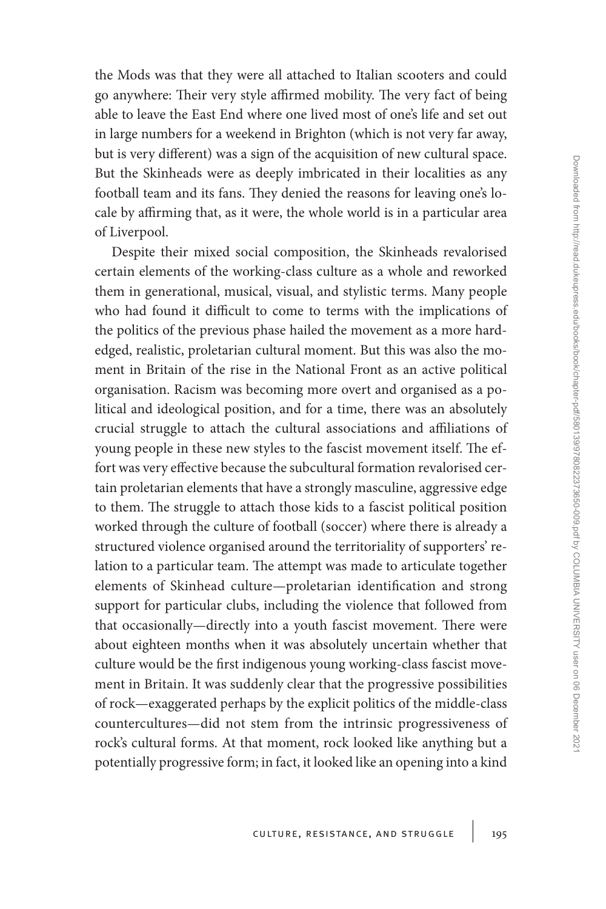the Mods was that they were all attached to Italian scooters and could go anywhere: Their very style affirmed mobility. The very fact of being able to leave the East End where one lived most of one's life and set out in large numbers for a weekend in Brighton (which is not very far away, but is very different) was a sign of the acquisition of new cultural space. But the Skinheads were as deeply imbricated in their localities as any football team and its fans. They denied the reasons for leaving one's locale by affirming that, as it were, the whole world is in a particular area of Liverpool.

Despite their mixed social composition, the Skinheads revalorised certain elements of the working-class culture as a whole and reworked them in generational, musical, visual, and stylistic terms. Many people who had found it difficult to come to terms with the implications of the politics of the previous phase hailed the movement as a more hard-edged, realistic, proletarian cultural moment. But this was also the moment in Britain of the rise in the National Front as an active political organisation. Racism was becoming more overt and organised as a political and ideological position, and for a time, there was an absolutely crucial struggle to attach the cultural associations and affiliations of young people in these new styles to the fascist movement itself. The effort was very effective because the subcultural formation revalorised certain proletarian elements that have a strongly masculine, aggressive edge to them. The struggle to attach those kids to a fascist political position worked through the culture of football (soccer) where there is already a structured violence organised around the territoriality of supporters' relation to a particular team. The attempt was made to articulate together elements of Skinhead culture—proletarian identification and strong support for particular clubs, including the violence that followed from that occasionally—directly into a youth fascist movement. There were about eighteen months when it was absolutely uncertain whether that culture would be the first indigenous young working-class fascist movement in Britain. It was suddenly clear that the progressive possibilities of rock—exaggerated perhaps by the explicit politics of the middle-class countercultures—did not stem from the intrinsic progressiveness of rock's cultural forms. At that moment, rock looked like anything but a potentially progressive form; in fact, it looked like an opening into a kind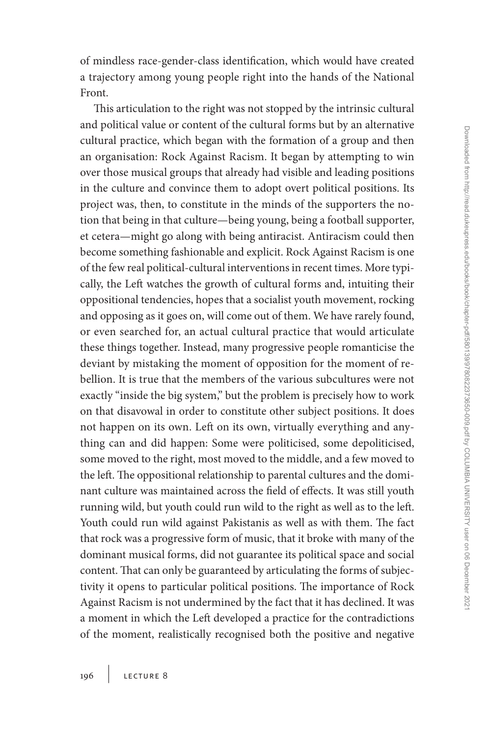of mindless race-gender-class identification, which would have created a trajectory among young people right into the hands of the National Front.

This articulation to the right was not stopped by the intrinsic cultural and political value or content of the cultural forms but by an alternative cultural practice, which began with the formation of a group and then an organisation: Rock Against Racism. It began by attempting to win over those musical groups that already had visible and leading positions in the culture and convince them to adopt overt political positions. Its project was, then, to constitute in the minds of the supporters the notion that being in that culture—being young, being a football supporter, et cetera—might go along with being antiracist. Antiracism could then become something fashionable and explicit. Rock Against Racism is one of the few real political-cultural interventions in recent times. More typically, the Left watches the growth of cultural forms and, intuiting their oppositional tendencies, hopes that a socialist youth movement, rocking and opposing as it goes on, will come out of them. We have rarely found, or even searched for, an actual cultural practice that would articulate these things together. Instead, many progressive people romanticise the deviant by mistaking the moment of opposition for the moment of rebellion. It is true that the members of the various subcultures were not exactly "inside the big system," but the problem is precisely how to work on that disavowal in order to constitute other subject positions. It does not happen on its own. Left on its own, virtually everything and anything can and did happen: Some were politicised, some depoliticised, some moved to the right, most moved to the middle, and a few moved to the left. The oppositional relationship to parental cultures and the dominant culture was maintained across the field of effects. It was still youth running wild, but youth could run wild to the right as well as to the left. Youth could run wild against Pakistanis as well as with them. The fact that rock was a progressive form of music, that it broke with many of the dominant musical forms, did not guarantee its political space and social content. That can only be guaranteed by articulating the forms of subjectivity it opens to particular political positions. The importance of Rock Against Racism is not undermined by the fact that it has declined. It was a moment in which the Left developed a practice for the contradictions of the moment, realistically recognised both the positive and negative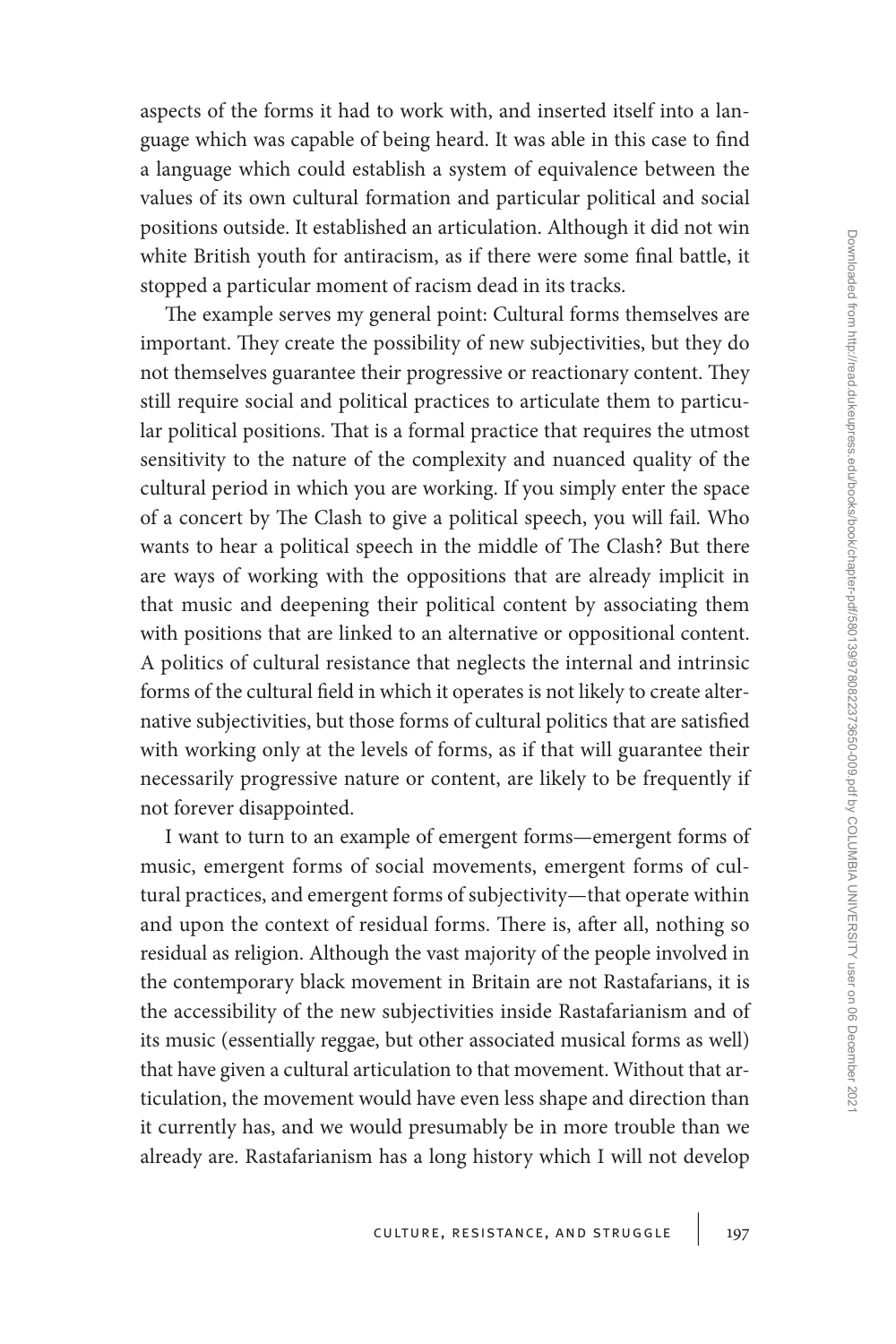aspects of the forms it had to work with, and inserted itself into a language which was capable of being heard. It was able in this case to find a language which could establish a system of equivalence between the values of its own cultural formation and particular political and social positions outside. It established an articulation. Although it did not win white British youth for antiracism, as if there were some final battle, it stopped a particular moment of racism dead in its tracks.

The example serves my general point: Cultural forms themselves are important. They create the possibility of new subjectivities, but they do not themselves guarantee their progressive or reactionary content. They still require social and political practices to articulate them to particular political positions. That is a formal practice that requires the utmost sensitivity to the nature of the complexity and nuanced quality of the cultural period in which you are working. If you simply enter the space of a concert by The Clash to give a political speech, you will fail. Who wants to hear a political speech in the middle of The Clash? But there are ways of working with the oppositions that are already implicit in that music and deepening their political content by associating them with positions that are linked to an alternative or oppositional content. A politics of cultural resistance that neglects the internal and intrinsic forms of the cultural field in which it operates is not likely to create alternative subjectivities, but those forms of cultural politics that are satisfied with working only at the levels of forms, as if that will guarantee their necessarily progressive nature or content, are likely to be frequently if not forever disappointed.

I want to turn to an example of emergent forms—emergent forms of music, emergent forms of social movements, emergent forms of cultural practices, and emergent forms of subjectivity—that operate within and upon the context of residual forms. There is, after all, nothing so residual as religion. Although the vast majority of the people involved in the contemporary black movement in Britain are not Rastafarians, it is the accessibility of the new subjectivities inside Rastafarianism and of its music (essentially reggae, but other associated musical forms as well) that have given a cultural articulation to that movement. Without that articulation, the movement would have even less shape and direction than it currently has, and we would presumably be in more trouble than we already are. Rastafarianism has a long history which I will not develop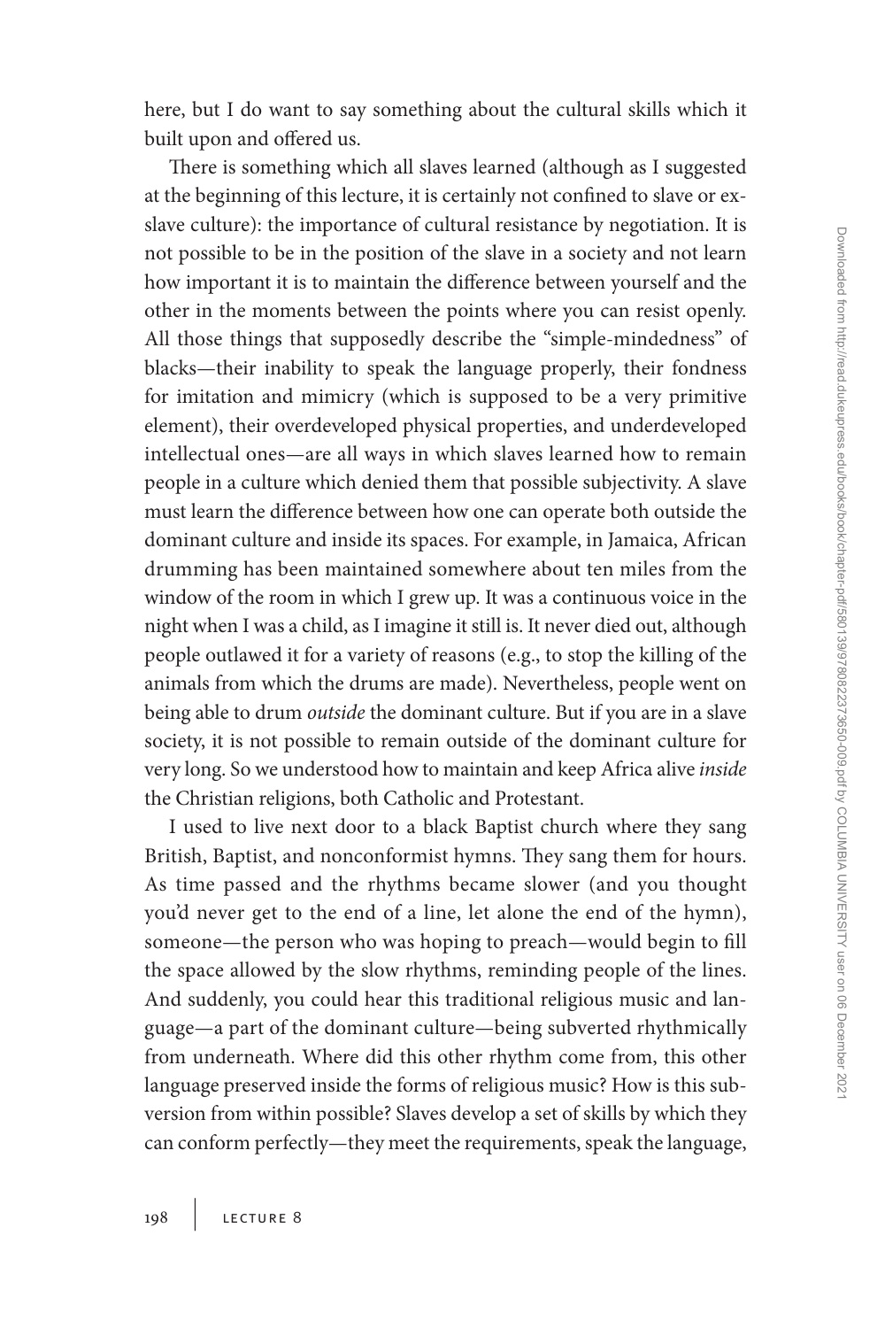here, but I do want to say something about the cultural skills which it built upon and offered us.

There is something which all slaves learned (although as I suggested at the beginning of this lecture, it is certainly not confined to slave or ex-slave culture): the importance of cultural resistance by negotiation. It is not possible to be in the position of the slave in a society and not learn how important it is to maintain the difference between yourself and the other in the moments between the points where you can resist openly. All those things that supposedly describe the "simple-mindedness" of blacks—their inability to speak the language properly, their fondness for imitation and mimicry (which is supposed to be a very primitive element), their overdeveloped physical properties, and underdeveloped intellectual ones—are all ways in which slaves learned how to remain people in a culture which denied them that possible subjectivity. A slave must learn the difference between how one can operate both outside the dominant culture and inside its spaces. For example, in Jamaica, African drumming has been maintained somewhere about ten miles from the window of the room in which I grew up. It was a continuous voice in the night when I was a child, as I imagine it still is. It never died out, although people outlawed it for a variety of reasons (e.g., to stop the killing of the animals from which the drums are made). Nevertheless, people went on being able to drum *outside* the dominant culture. But if you are in a slave society, it is not possible to remain outside of the dominant culture for very long. So we understood how to maintain and keep Africa alive *inside* the Christian religions, both Catholic and Protestant.

I used to live next door to a black Baptist church where they sang British, Baptist, and nonconformist hymns. They sang them for hours. As time passed and the rhythms became slower (and you thought you'd never get to the end of a line, let alone the end of the hymn), someone—the person who was hoping to preach—would begin to fill the space allowed by the slow rhythms, reminding people of the lines. And suddenly, you could hear this traditional religious music and language—a part of the dominant culture—being subverted rhythmically from underneath. Where did this other rhythm come from, this other language preserved inside the forms of religious music? How is this subversion from within possible? Slaves develop a set of skills by which they can conform perfectly—they meet the requirements, speak the language,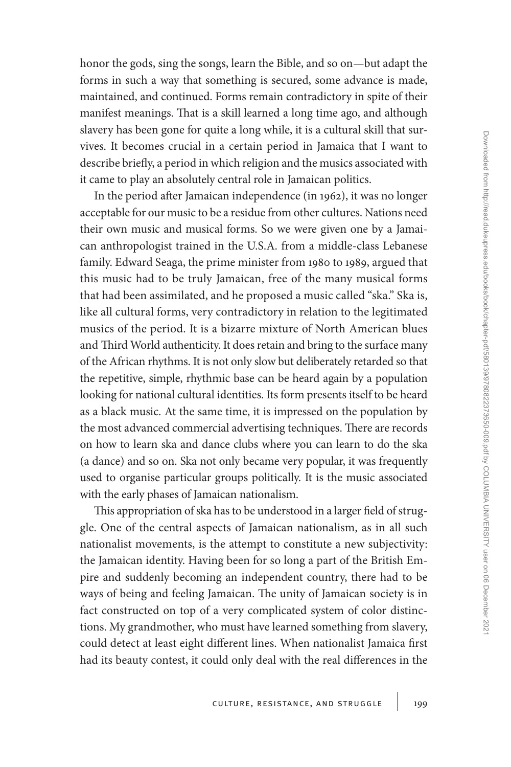honor the gods, sing the songs, learn the Bible, and so on—but adapt the forms in such a way that something is secured, some advance is made, maintained, and continued. Forms remain contradictory in spite of their manifest meanings. That is a skill learned a long time ago, and although slavery has been gone for quite a long while, it is a cultural skill that survives. It becomes crucial in a certain period in Jamaica that I want to describe briefly, a period in which religion and the musics associated with it came to play an absolutely central role in Jamaican politics.

In the period after Jamaican independence (in 1962), it was no longer acceptable for our music to be a residue from other cultures. Nations need their own music and musical forms. So we were given one by a Jamaican anthropologist trained in the U.S.A. from a middle-class Lebanese family. Edward Seaga, the prime minister from 1980 to 1989, argued that this music had to be truly Jamaican, free of the many musical forms that had been assimilated, and he proposed a music called "ska." Ska is, like all cultural forms, very contradictory in relation to the legitimated musics of the period. It is a bizarre mixture of North American blues and Third World authenticity. It does retain and bring to the surface many of the African rhythms. It is not only slow but deliberately retarded so that the repetitive, simple, rhythmic base can be heard again by a population looking for national cultural identities. Its form presents itself to be heard as a black music. At the same time, it is impressed on the population by the most advanced commercial advertising techniques. There are records on how to learn ska and dance clubs where you can learn to do the ska (a dance) and so on. Ska not only became very popular, it was frequently used to organise particular groups politically. It is the music associated with the early phases of Jamaican nationalism.

This appropriation of ska has to be understood in a larger field of struggle. One of the central aspects of Jamaican nationalism, as in all such nationalist movements, is the attempt to constitute a new subjectivity: the Jamaican identity. Having been for so long a part of the British Empire and suddenly becoming an independent country, there had to be ways of being and feeling Jamaican. The unity of Jamaican society is in fact constructed on top of a very complicated system of color distinctions. My grandmother, who must have learned something from slavery, could detect at least eight different lines. When nationalist Jamaica first had its beauty contest, it could only deal with the real differences in the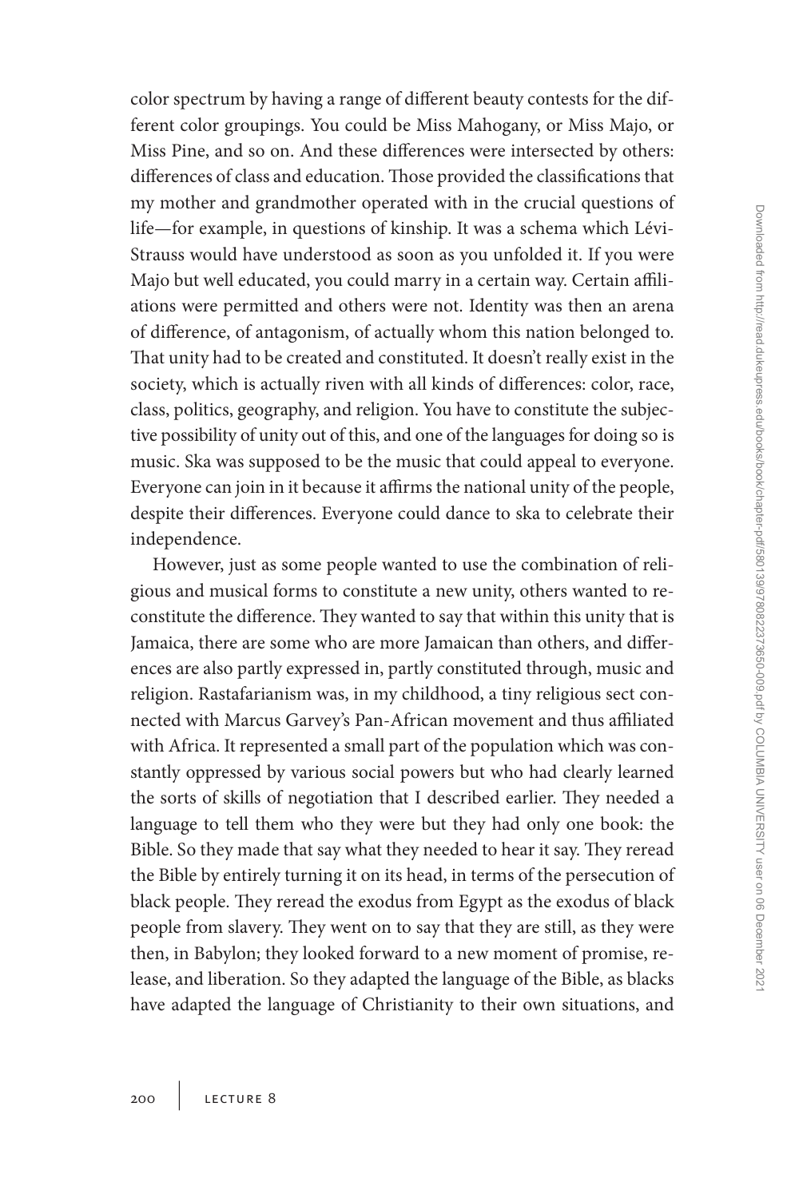color spectrum by having a range of different beauty contests for the different color groupings. You could be Miss Mahogany, or Miss Majo, or Miss Pine, and so on. And these differences were intersected by others: differences of class and education. Those provided the classifications that my mother and grandmother operated with in the crucial questions of life—for example, in questions of kinship. It was a schema which Lévi-Strauss would have understood as soon as you unfolded it. If you were Majo but well educated, you could marry in a certain way. Certain affiliations were permitted and others were not. Identity was then an arena of difference, of antagonism, of actually whom this nation belonged to. That unity had to be created and constituted. It doesn't really exist in the society, which is actually riven with all kinds of differences: color, race, class, politics, geography, and religion. You have to constitute the subjective possibility of unity out of this, and one of the languages for doing so is music. Ska was supposed to be the music that could appeal to everyone. Everyone can join in it because it affirms the national unity of the people, despite their differences. Everyone could dance to ska to celebrate their independence.

However, just as some people wanted to use the combination of religious and musical forms to constitute a new unity, others wanted to reconstitute the difference. They wanted to say that within this unity that is Jamaica, there are some who are more Jamaican than others, and differences are also partly expressed in, partly constituted through, music and religion. Rastafarianism was, in my childhood, a tiny religious sect connected with Marcus Garvey's Pan-African movement and thus affiliated with Africa. It represented a small part of the population which was constantly oppressed by various social powers but who had clearly learned the sorts of skills of negotiation that I described earlier. They needed a language to tell them who they were but they had only one book: the Bible. So they made that say what they needed to hear it say. They reread the Bible by entirely turning it on its head, in terms of the persecution of black people. They reread the exodus from Egypt as the exodus of black people from slavery. They went on to say that they are still, as they were then, in Babylon; they looked forward to a new moment of promise, release, and liberation. So they adapted the language of the Bible, as blacks have adapted the language of Christianity to their own situations, and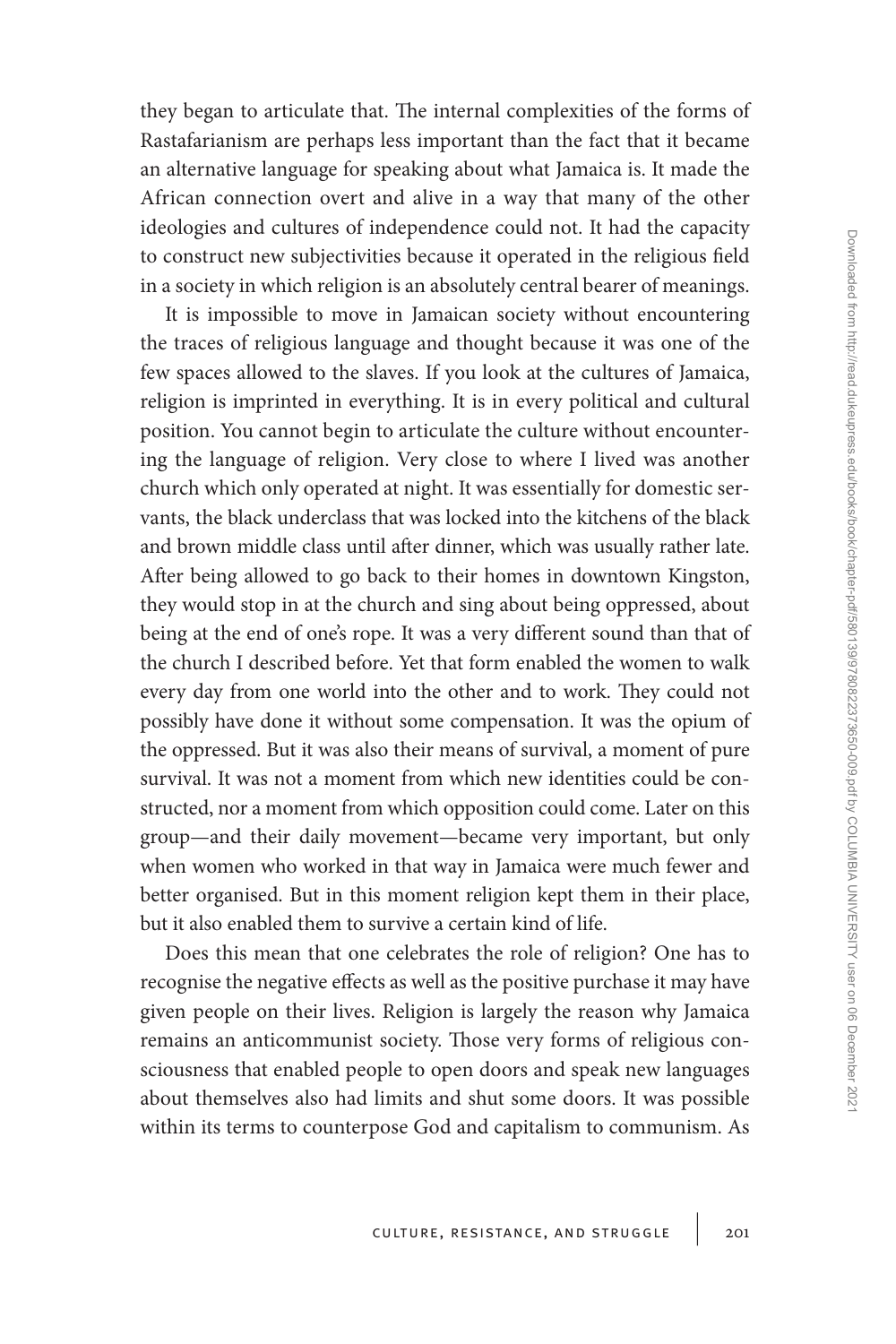they began to articulate that. The internal complexities of the forms of Rastafarianism are perhaps less important than the fact that it became an alternative language for speaking about what Jamaica is. It made the African connection overt and alive in a way that many of the other ideologies and cultures of independence could not. It had the capacity to construct new subjectivities because it operated in the religious field in a society in which religion is an absolutely central bearer of meanings.

It is impossible to move in Jamaican society without encountering the traces of religious language and thought because it was one of the few spaces allowed to the slaves. If you look at the cultures of Jamaica, religion is imprinted in everything. It is in every political and cultural position. You cannot begin to articulate the culture without encountering the language of religion. Very close to where I lived was another church which only operated at night. It was essentially for domestic servants, the black underclass that was locked into the kitchens of the black and brown middle class until after dinner, which was usually rather late. After being allowed to go back to their homes in downtown Kingston, they would stop in at the church and sing about being oppressed, about being at the end of one's rope. It was a very different sound than that of the church I described before. Yet that form enabled the women to walk every day from one world into the other and to work. They could not possibly have done it without some compensation. It was the opium of the oppressed. But it was also their means of survival, a moment of pure survival. It was not a moment from which new identities could be constructed, nor a moment from which opposition could come. Later on this group—and their daily movement—became very important, but only when women who worked in that way in Jamaica were much fewer and better organised. But in this moment religion kept them in their place, but it also enabled them to survive a certain kind of life.

Does this mean that one celebrates the role of religion? One has to recognise the negative effects as well as the positive purchase it may have given people on their lives. Religion is largely the reason why Jamaica remains an anticommunist society. Those very forms of religious consciousness that enabled people to open doors and speak new languages about themselves also had limits and shut some doors. It was possible within its terms to counterpose God and capitalism to communism. As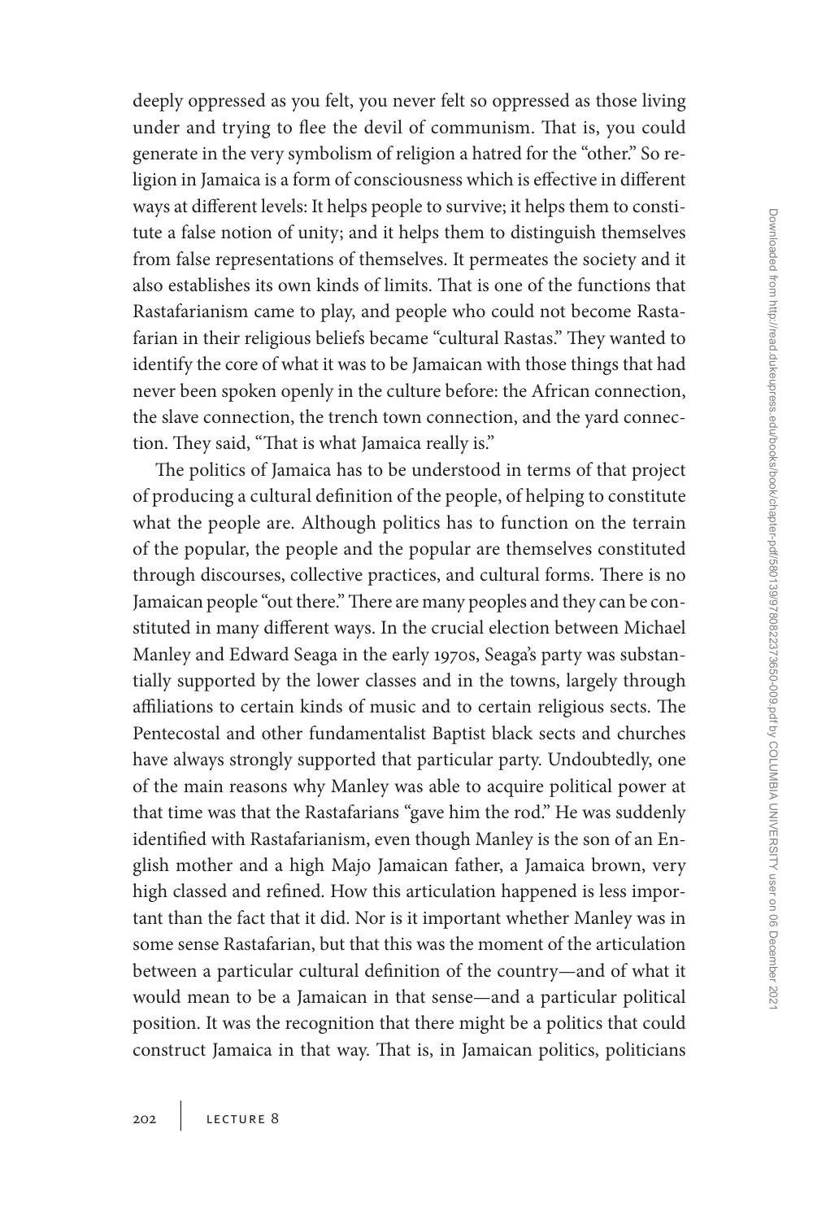deeply oppressed as you felt, you never felt so oppressed as those living under and trying to flee the devil of communism. That is, you could generate in the very symbolism of religion a hatred for the "other." So religion in Jamaica is a form of consciousness which is effective in different ways at different levels: It helps people to survive; it helps them to constitute a false notion of unity; and it helps them to distinguish themselves from false representations of themselves. It permeates the society and it also establishes its own kinds of limits. That is one of the functions that Rastafarianism came to play, and people who could not become Rastafarian in their religious beliefs became "cultural Rastas." They wanted to identify the core of what it was to be Jamaican with those things that had never been spoken openly in the culture before: the African connection, the slave connection, the trench town connection, and the yard connection. They said, "That is what Jamaica really is."

The politics of Jamaica has to be understood in terms of that project of producing a cultural definition of the people, of helping to constitute what the people are. Although politics has to function on the terrain of the popular, the people and the popular are themselves constituted through discourses, collective practices, and cultural forms. There is no Jamaican people "out there." There are many peoples and they can be constituted in many different ways. In the crucial election between Michael Manley and Edward Seaga in the early 1970s, Seaga's party was substantially supported by the lower classes and in the towns, largely through affiliations to certain kinds of music and to certain religious sects. The Pentecostal and other fundamentalist Baptist black sects and churches have always strongly supported that particular party. Undoubtedly, one of the main reasons why Manley was able to acquire political power at that time was that the Rastafarians "gave him the rod." He was suddenly identified with Rastafarianism, even though Manley is the son of an English mother and a high Majo Jamaican father, a Jamaica brown, very high classed and refined. How this articulation happened is less important than the fact that it did. Nor is it important whether Manley was in some sense Rastafarian, but that this was the moment of the articulation between a particular cultural definition of the country—and of what it would mean to be a Jamaican in that sense—and a particular political position. It was the recognition that there might be a politics that could construct Jamaica in that way. That is, in Jamaican politics, politicians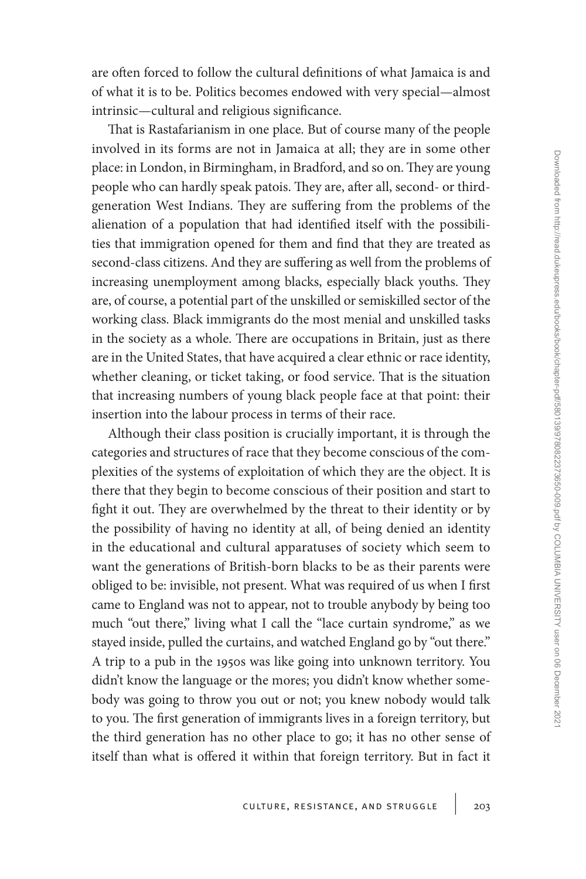are often forced to follow the cultural definitions of what Jamaica is and of what it is to be. Politics becomes endowed with very special—almost intrinsic—cultural and religious significance.

That is Rastafarianism in one place. But of course many of the people involved in its forms are not in Jamaica at all; they are in some other place: in London, in Birmingham, in Bradford, and so on. They are young people who can hardly speak patois. They are, after all, second- or third-generation West Indians. They are suffering from the problems of the alienation of a population that had identified itself with the possibilities that immigration opened for them and find that they are treated as second-class citizens. And they are suffering as well from the problems of increasing unemployment among blacks, especially black youths. They are, of course, a potential part of the unskilled or semiskilled sector of the working class. Black immigrants do the most menial and unskilled tasks in the society as a whole. There are occupations in Britain, just as there are in the United States, that have acquired a clear ethnic or race identity, whether cleaning, or ticket taking, or food service. That is the situation that increasing numbers of young black people face at that point: their insertion into the labour process in terms of their race.

Although their class position is crucially important, it is through the categories and structures of race that they become conscious of the complexities of the systems of exploitation of which they are the object. It is there that they begin to become conscious of their position and start to fight it out. They are overwhelmed by the threat to their identity or by the possibility of having no identity at all, of being denied an identity in the educational and cultural apparatuses of society which seem to want the generations of British-born blacks to be as their parents were obliged to be: invisible, not present. What was required of us when I first came to England was not to appear, not to trouble anybody by being too much "out there," living what I call the "lace curtain syndrome," as we stayed inside, pulled the curtains, and watched England go by "out there." A trip to a pub in the 1950s was like going into unknown territory. You didn't know the language or the mores; you didn't know whether somebody was going to throw you out or not; you knew nobody would talk to you. The first generation of immigrants lives in a foreign territory, but the third generation has no other place to go; it has no other sense of itself than what is offered it within that foreign territory. But in fact it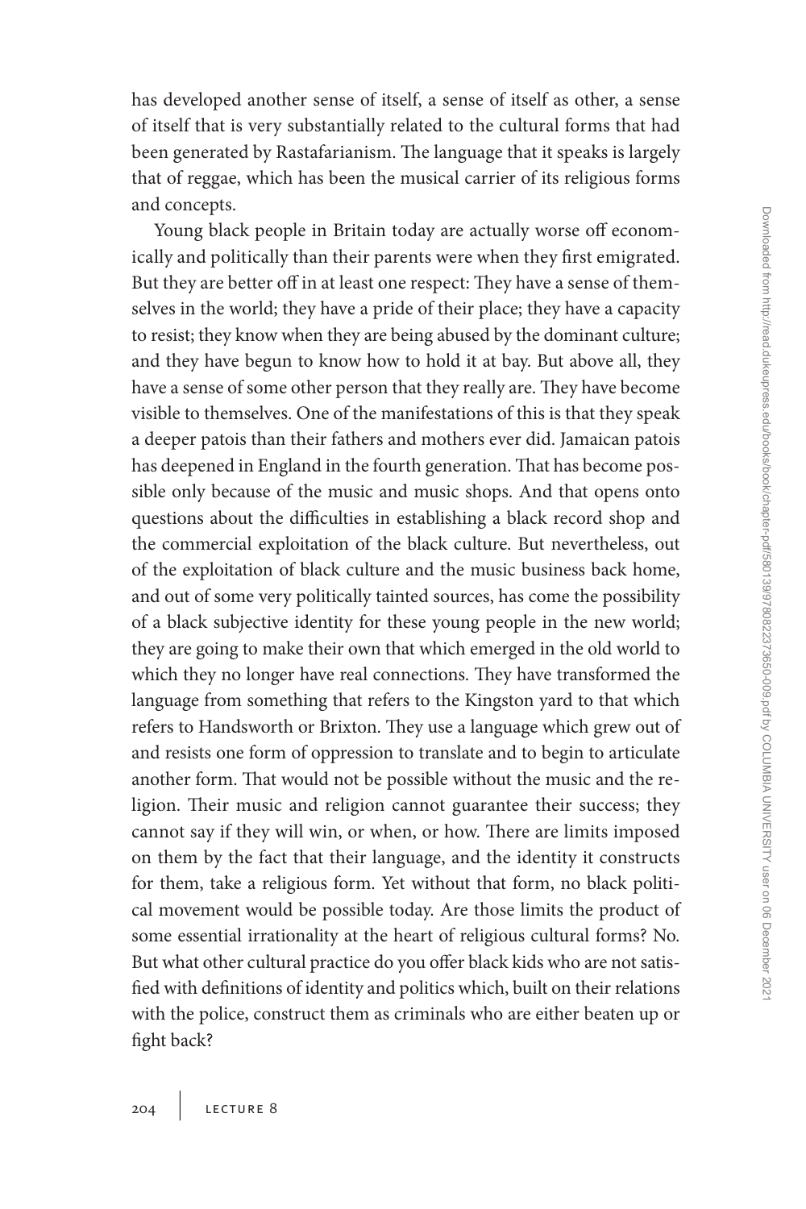has developed another sense of itself, a sense of itself as other, a sense of itself that is very substantially related to the cultural forms that had been generated by Rastafarianism. The language that it speaks is largely that of reggae, which has been the musical carrier of its religious forms and concepts.

Young black people in Britain today are actually worse off economically and politically than their parents were when they first emigrated. But they are better off in at least one respect: They have a sense of themselves in the world; they have a pride of their place; they have a capacity to resist; they know when they are being abused by the dominant culture; and they have begun to know how to hold it at bay. But above all, they have a sense of some other person that they really are. They have become visible to themselves. One of the manifestations of this is that they speak a deeper patois than their fathers and mothers ever did. Jamaican patois has deepened in England in the fourth generation. That has become possible only because of the music and music shops. And that opens onto questions about the difficulties in establishing a black record shop and the commercial exploitation of the black culture. But nevertheless, out of the exploitation of black culture and the music business back home, and out of some very politically tainted sources, has come the possibility of a black subjective identity for these young people in the new world; they are going to make their own that which emerged in the old world to which they no longer have real connections. They have transformed the language from something that refers to the Kingston yard to that which refers to Handsworth or Brixton. They use a language which grew out of and resists one form of oppression to translate and to begin to articulate another form. That would not be possible without the music and the religion. Their music and religion cannot guarantee their success; they cannot say if they will win, or when, or how. There are limits imposed on them by the fact that their language, and the identity it constructs for them, take a religious form. Yet without that form, no black political movement would be possible today. Are those limits the product of some essential irrationality at the heart of religious cultural forms? No. But what other cultural practice do you offer black kids who are not satisfied with definitions of identity and politics which, built on their relations with the police, construct them as criminals who are either beaten up or fight back?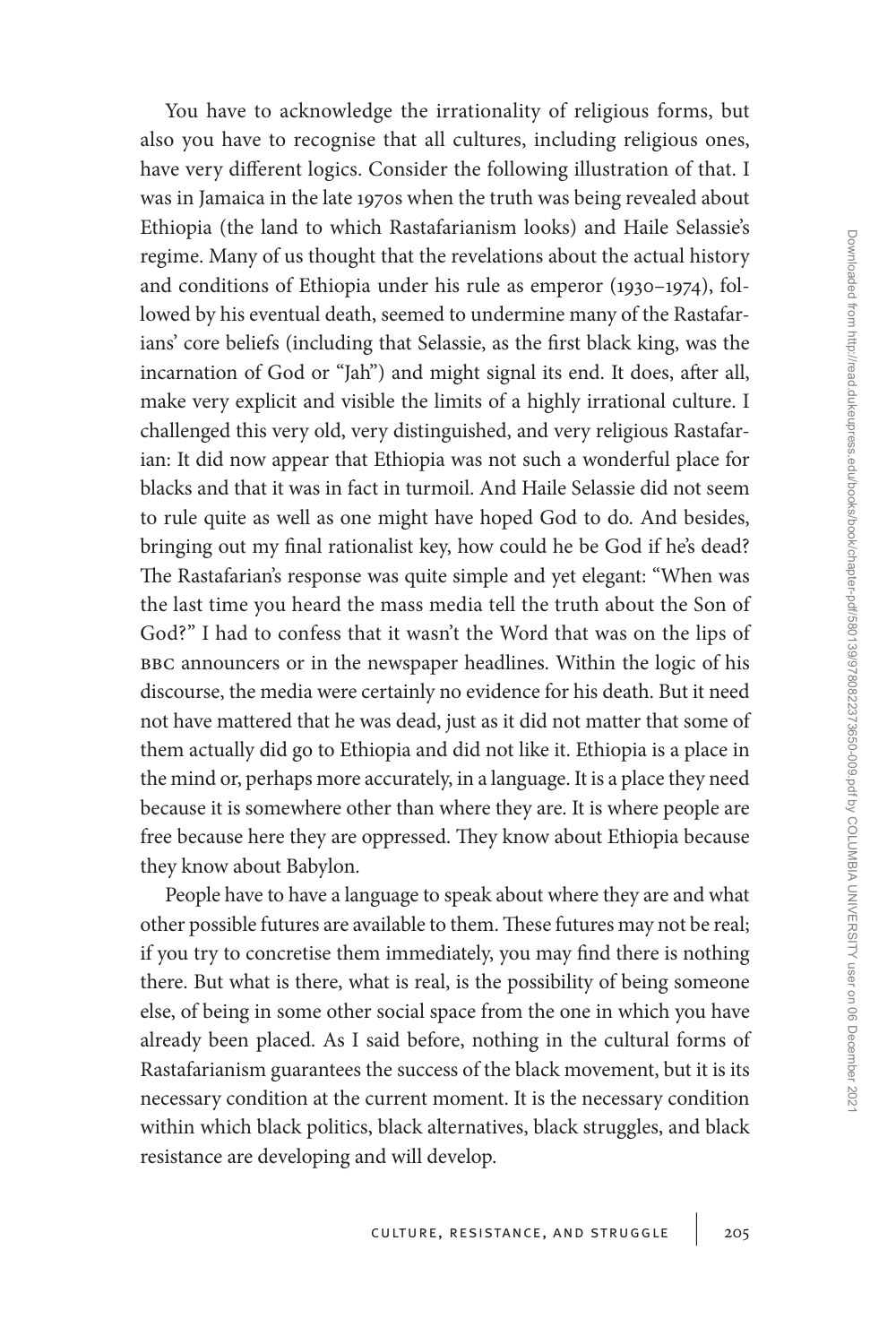You have to acknowledge the irrationality of religious forms, but also you have to recognise that all cultures, including religious ones, have very different logics. Consider the following illustration of that. I was in Jamaica in the late 1970s when the truth was being revealed about Ethiopia (the land to which Rastafarianism looks) and Haile Selassie's regime. Many of us thought that the revelations about the actual history and conditions of Ethiopia under his rule as emperor (1930–1974), followed by his eventual death, seemed to undermine many of the Rastafarians' core beliefs (including that Selassie, as the first black king, was the incarnation of God or "Jah") and might signal its end. It does, after all, make very explicit and visible the limits of a highly irrational culture. I challenged this very old, very distinguished, and very religious Rastafarian: It did now appear that Ethiopia was not such a wonderful place for blacks and that it was in fact in turmoil. And Haile Selassie did not seem to rule quite as well as one might have hoped God to do. And besides, bringing out my final rationalist key, how could he be God if he's dead? The Rastafarian's response was quite simple and yet elegant: "When was the last time you heard the mass media tell the truth about the Son of God?" I had to confess that it wasn't the Word that was on the lips of BBC announcers or in the newspaper headlines. Within the logic of his discourse, the media were certainly no evidence for his death. But it need not have mattered that he was dead, just as it did not matter that some of them actually did go to Ethiopia and did not like it. Ethiopia is a place in the mind or, perhaps more accurately, in a language. It is a place they need because it is somewhere other than where they are. It is where people are free because here they are oppressed. They know about Ethiopia because they know about Babylon.

People have to have a language to speak about where they are and what other possible futures are available to them. These futures may not be real; if you try to concretise them immediately, you may find there is nothing there. But what is there, what is real, is the possibility of being someone else, of being in some other social space from the one in which you have already been placed. As I said before, nothing in the cultural forms of Rastafarianism guarantees the success of the black movement, but it is its necessary condition at the current moment. It is the necessary condition within which black politics, black alternatives, black struggles, and black resistance are developing and will develop.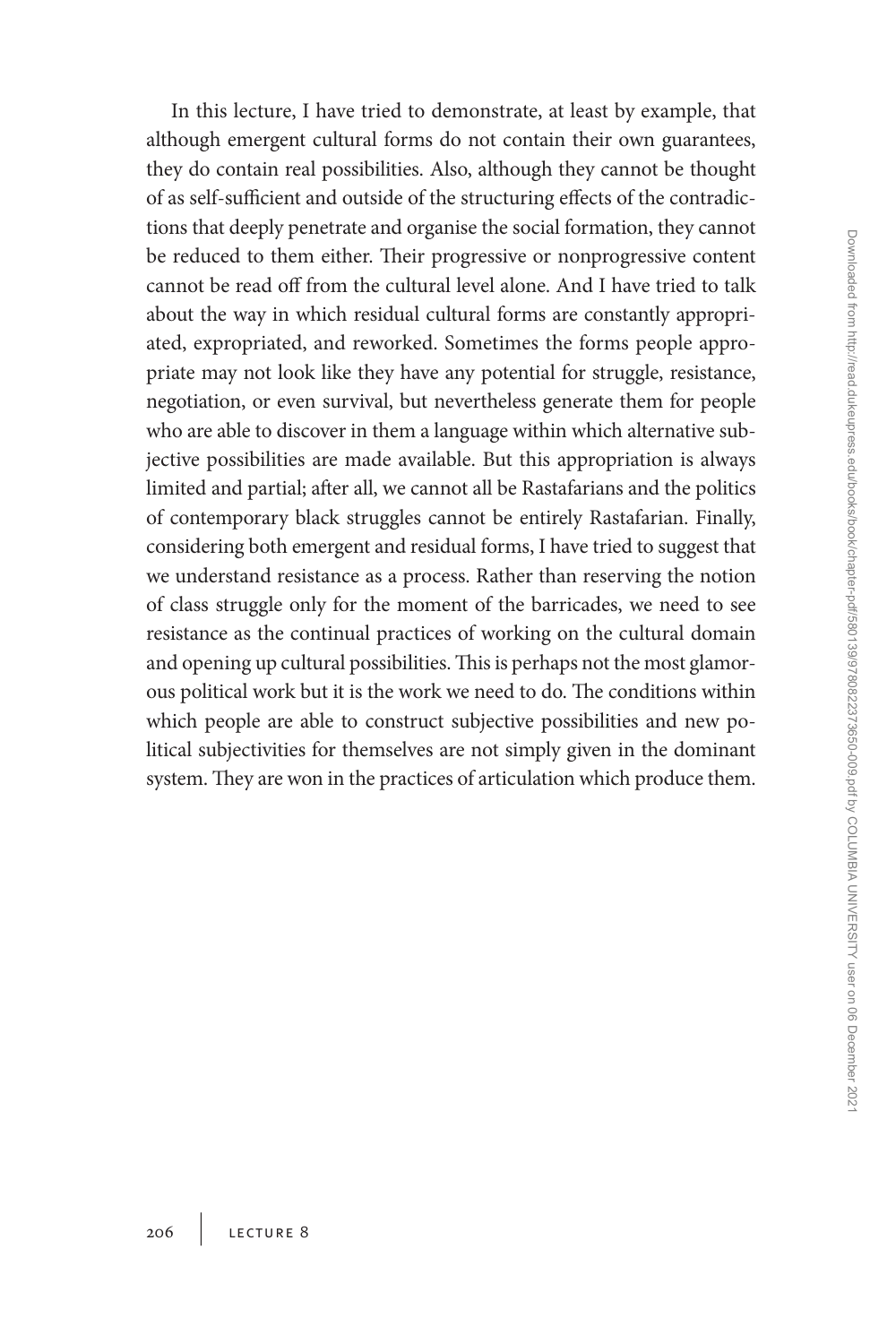In this lecture, I have tried to demonstrate, at least by example, that although emergent cultural forms do not contain their own guarantees, they do contain real possibilities. Also, although they cannot be thought of as self-sufficient and outside of the structuring effects of the contradictions that deeply penetrate and organise the social formation, they cannot be reduced to them either. Their progressive or nonprogressive content cannot be read off from the cultural level alone. And I have tried to talk about the way in which residual cultural forms are constantly appropriated, expropriated, and reworked. Sometimes the forms people appropriate may not look like they have any potential for struggle, resistance, negotiation, or even survival, but nevertheless generate them for people who are able to discover in them a language within which alternative subjective possibilities are made available. But this appropriation is always limited and partial; after all, we cannot all be Rastafarians and the politics of contemporary black struggles cannot be entirely Rastafarian. Finally, considering both emergent and residual forms, I have tried to suggest that we understand resistance as a process. Rather than reserving the notion of class struggle only for the moment of the barricades, we need to see resistance as the continual practices of working on the cultural domain and opening up cultural possibilities. This is perhaps not the most glamorous political work but it is the work we need to do. The conditions within which people are able to construct subjective possibilities and new political subjectivities for themselves are not simply given in the dominant system. They are won in the practices of articulation which produce them.